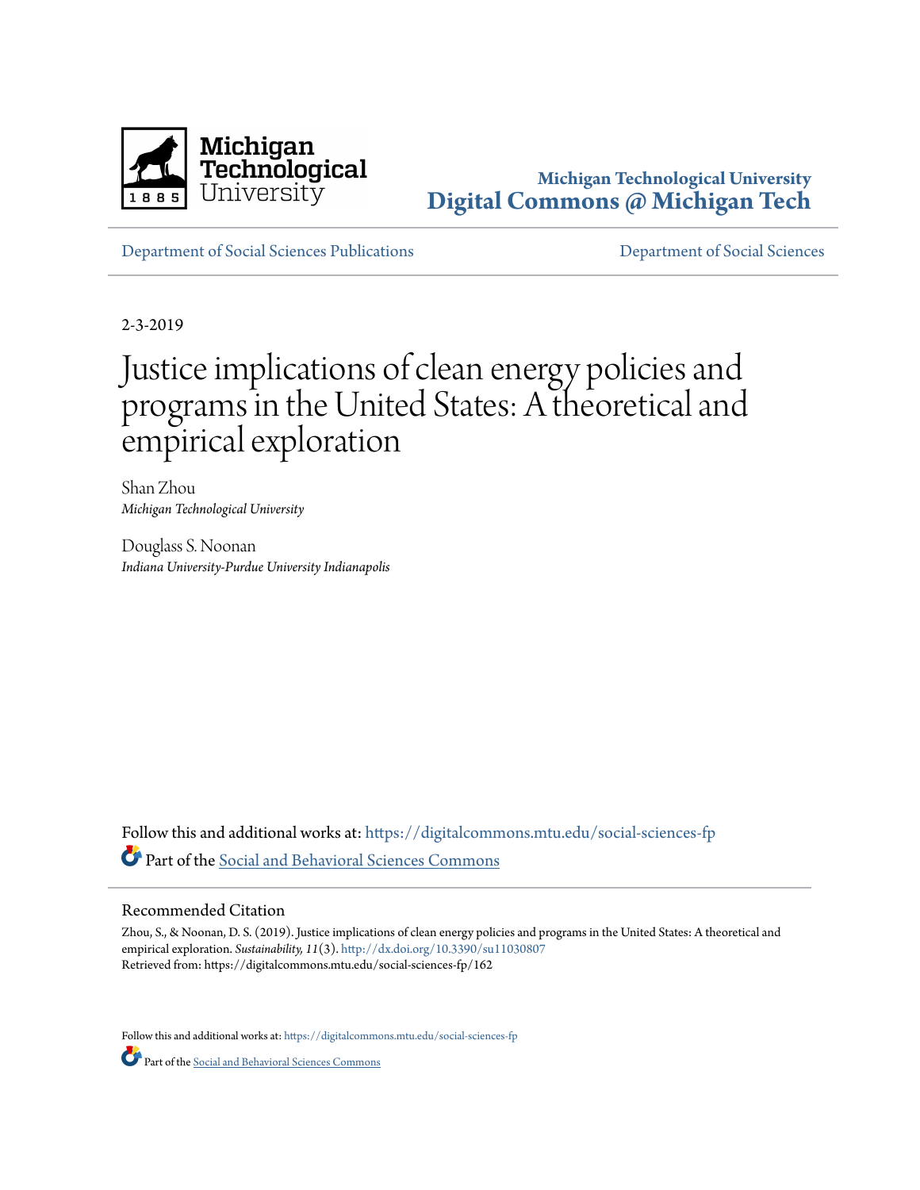Michigan Technological University

# Digital Commons @ Michigan Tech

Department of Social Sciences Publications | Department of Social Sciences

2-3-2019

# Justice implications of clean energy policies and programs in the United States: A theoretical and empirical exploration

Shan Zhou
*Michigan Technological University*

Douglass S. Noonan
*Indiana University-Purdue University Indianapolis*

Follow this and additional works at: https://digitalcommons.mtu.edu/social-sciences-fp

Part of the Social and Behavioral Sciences Commons

## Recommended Citation

Zhou, S., & Noonan, D. S. (2019). Justice implications of clean energy policies and programs in the United States: A theoretical and empirical exploration. *Sustainability, 11*(3). http://dx.doi.org/10.3390/su11030807
Retrieved from: https://digitalcommons.mtu.edu/social-sciences-fp/162

Follow this and additional works at: https://digitalcommons.mtu.edu/social-sciences-fp

Part of the Social and Behavioral Sciences Commons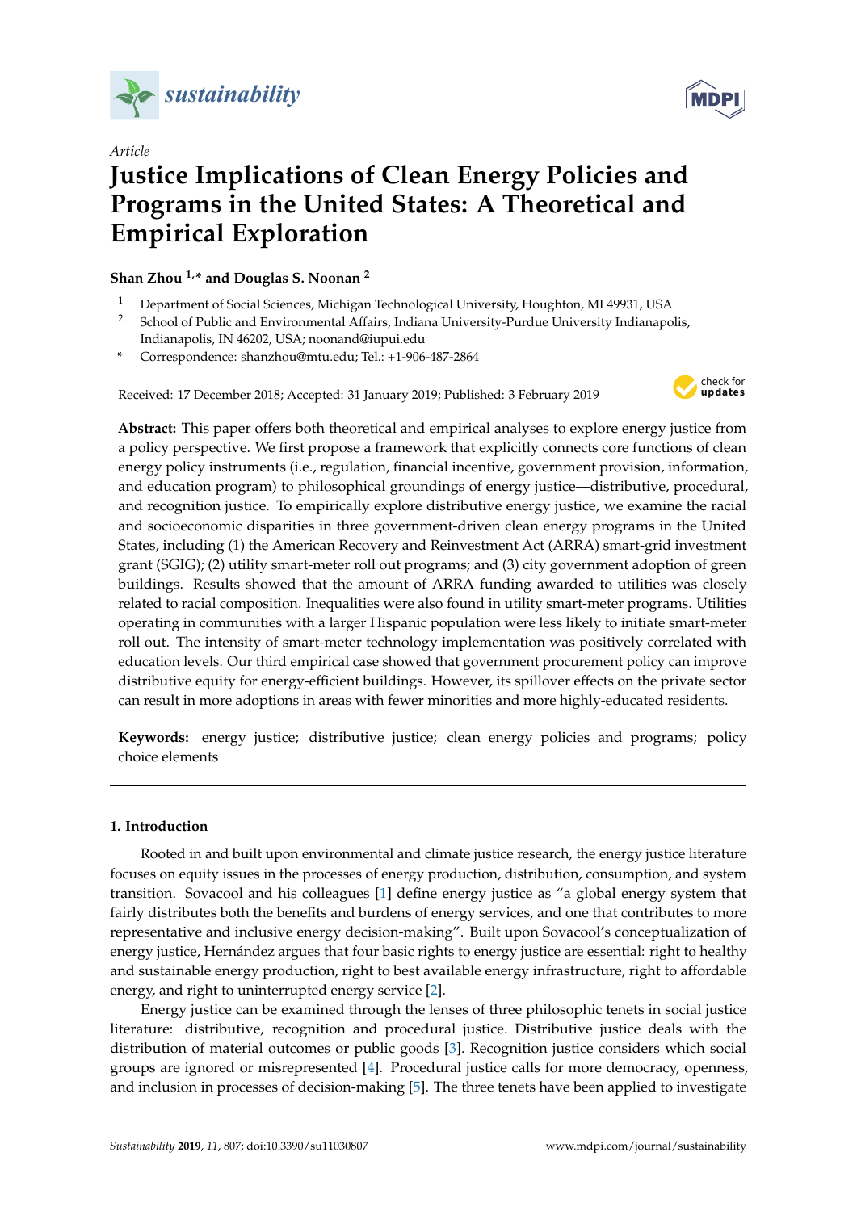*sustainability*

Article

# Justice Implications of Clean Energy Policies and Programs in the United States: A Theoretical and Empirical Exploration

**Shan Zhou [1,*] and Douglas S. Noonan [2]**

[1] Department of Social Sciences, Michigan Technological University, Houghton, MI 49931, USA

[2] School of Public and Environmental Affairs, Indiana University-Purdue University Indianapolis, Indianapolis, IN 46202, USA; noonand@iupui.edu

\* Correspondence: shanzhou@mtu.edu; Tel.: +1-906-487-2864

Received: 17 December 2018; Accepted: 31 January 2019; Published: 3 February 2019

**Abstract:** This paper offers both theoretical and empirical analyses to explore energy justice from a policy perspective. We first propose a framework that explicitly connects core functions of clean energy policy instruments (i.e., regulation, financial incentive, government provision, information, and education program) to philosophical groundings of energy justice—distributive, procedural, and recognition justice. To empirically explore distributive energy justice, we examine the racial and socioeconomic disparities in three government-driven clean energy programs in the United States, including (1) the American Recovery and Reinvestment Act (ARRA) smart-grid investment grant (SGIG); (2) utility smart-meter roll out programs; and (3) city government adoption of green buildings. Results showed that the amount of ARRA funding awarded to utilities was closely related to racial composition. Inequalities were also found in utility smart-meter programs. Utilities operating in communities with a larger Hispanic population were less likely to initiate smart-meter roll out. The intensity of smart-meter technology implementation was positively correlated with education levels. Our third empirical case showed that government procurement policy can improve distributive equity for energy-efficient buildings. However, its spillover effects on the private sector can result in more adoptions in areas with fewer minorities and more highly-educated residents.

**Keywords:** energy justice; distributive justice; clean energy policies and programs; policy choice elements

## 1. Introduction

Rooted in and built upon environmental and climate justice research, the energy justice literature focuses on equity issues in the processes of energy production, distribution, consumption, and system transition. Sovacool and his colleagues [1] define energy justice as "a global energy system that fairly distributes both the benefits and burdens of energy services, and one that contributes to more representative and inclusive energy decision-making". Built upon Sovacool's conceptualization of energy justice, Hernández argues that four basic rights to energy justice are essential: right to healthy and sustainable energy production, right to best available energy infrastructure, right to affordable energy, and right to uninterrupted energy service [2].

Energy justice can be examined through the lenses of three philosophic tenets in social justice literature: distributive, recognition and procedural justice. Distributive justice deals with the distribution of material outcomes or public goods [3]. Recognition justice considers which social groups are ignored or misrepresented [4]. Procedural justice calls for more democracy, openness, and inclusion in processes of decision-making [5]. The three tenets have been applied to investigate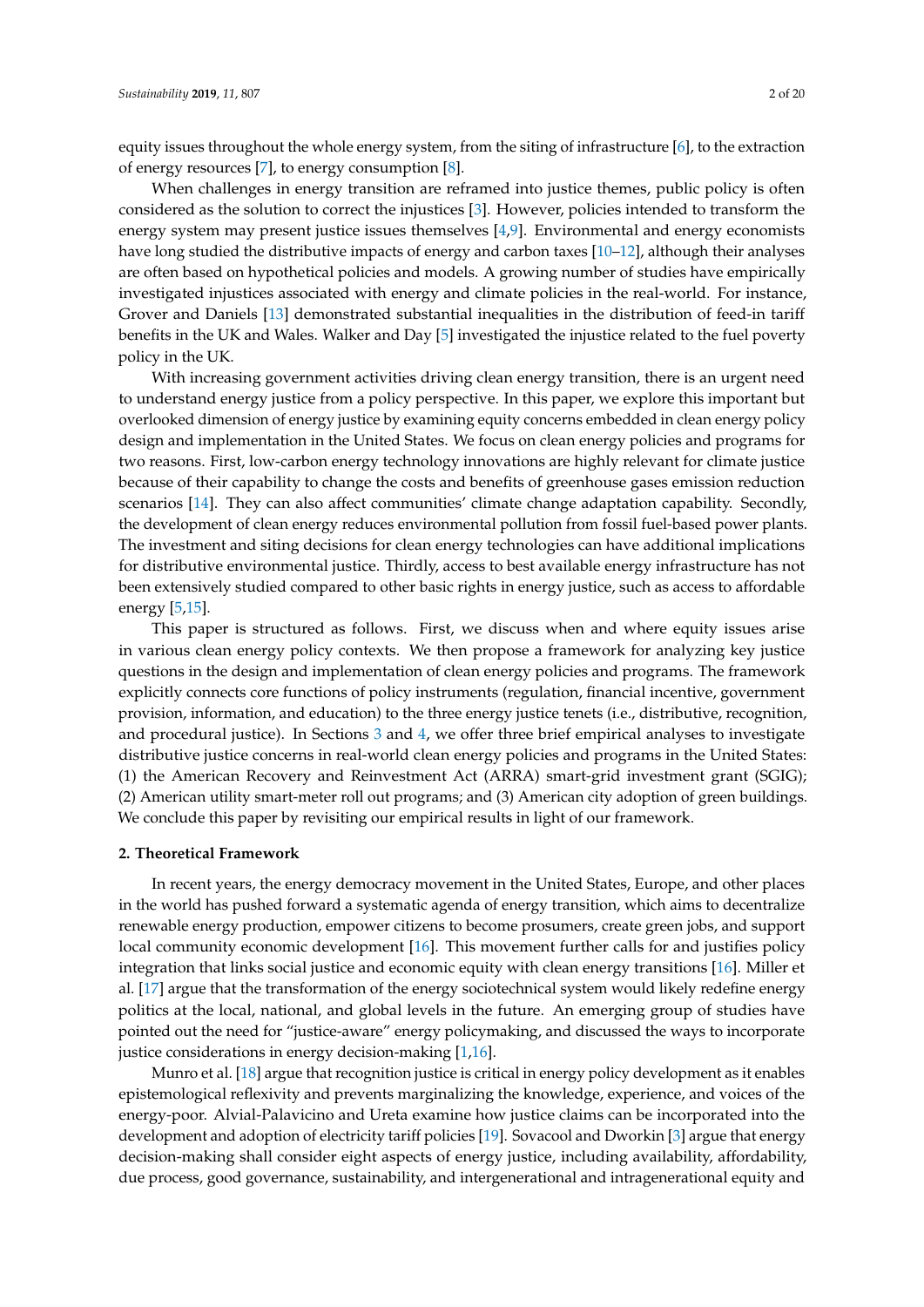equity issues throughout the whole energy system, from the siting of infrastructure [6], to the extraction of energy resources [7], to energy consumption [8].

When challenges in energy transition are reframed into justice themes, public policy is often considered as the solution to correct the injustices [3]. However, policies intended to transform the energy system may present justice issues themselves [4,9]. Environmental and energy economists have long studied the distributive impacts of energy and carbon taxes [10–12], although their analyses are often based on hypothetical policies and models. A growing number of studies have empirically investigated injustices associated with energy and climate policies in the real-world. For instance, Grover and Daniels [13] demonstrated substantial inequalities in the distribution of feed-in tariff benefits in the UK and Wales. Walker and Day [5] investigated the injustice related to the fuel poverty policy in the UK.

With increasing government activities driving clean energy transition, there is an urgent need to understand energy justice from a policy perspective. In this paper, we explore this important but overlooked dimension of energy justice by examining equity concerns embedded in clean energy policy design and implementation in the United States. We focus on clean energy policies and programs for two reasons. First, low-carbon energy technology innovations are highly relevant for climate justice because of their capability to change the costs and benefits of greenhouse gases emission reduction scenarios [14]. They can also affect communities' climate change adaptation capability. Secondly, the development of clean energy reduces environmental pollution from fossil fuel-based power plants. The investment and siting decisions for clean energy technologies can have additional implications for distributive environmental justice. Thirdly, access to best available energy infrastructure has not been extensively studied compared to other basic rights in energy justice, such as access to affordable energy [5,15].

This paper is structured as follows. First, we discuss when and where equity issues arise in various clean energy policy contexts. We then propose a framework for analyzing key justice questions in the design and implementation of clean energy policies and programs. The framework explicitly connects core functions of policy instruments (regulation, financial incentive, government provision, information, and education) to the three energy justice tenets (i.e., distributive, recognition, and procedural justice). In Sections 3 and 4, we offer three brief empirical analyses to investigate distributive justice concerns in real-world clean energy policies and programs in the United States: (1) the American Recovery and Reinvestment Act (ARRA) smart-grid investment grant (SGIG); (2) American utility smart-meter roll out programs; and (3) American city adoption of green buildings. We conclude this paper by revisiting our empirical results in light of our framework.

## 2. Theoretical Framework

In recent years, the energy democracy movement in the United States, Europe, and other places in the world has pushed forward a systematic agenda of energy transition, which aims to decentralize renewable energy production, empower citizens to become prosumers, create green jobs, and support local community economic development [16]. This movement further calls for and justifies policy integration that links social justice and economic equity with clean energy transitions [16]. Miller et al. [17] argue that the transformation of the energy sociotechnical system would likely redefine energy politics at the local, national, and global levels in the future. An emerging group of studies have pointed out the need for "justice-aware" energy policymaking, and discussed the ways to incorporate justice considerations in energy decision-making [1,16].

Munro et al. [18] argue that recognition justice is critical in energy policy development as it enables epistemological reflexivity and prevents marginalizing the knowledge, experience, and voices of the energy-poor. Alvial-Palavicino and Ureta examine how justice claims can be incorporated into the development and adoption of electricity tariff policies [19]. Sovacool and Dworkin [3] argue that energy decision-making shall consider eight aspects of energy justice, including availability, affordability, due process, good governance, sustainability, and intergenerational and intragenerational equity and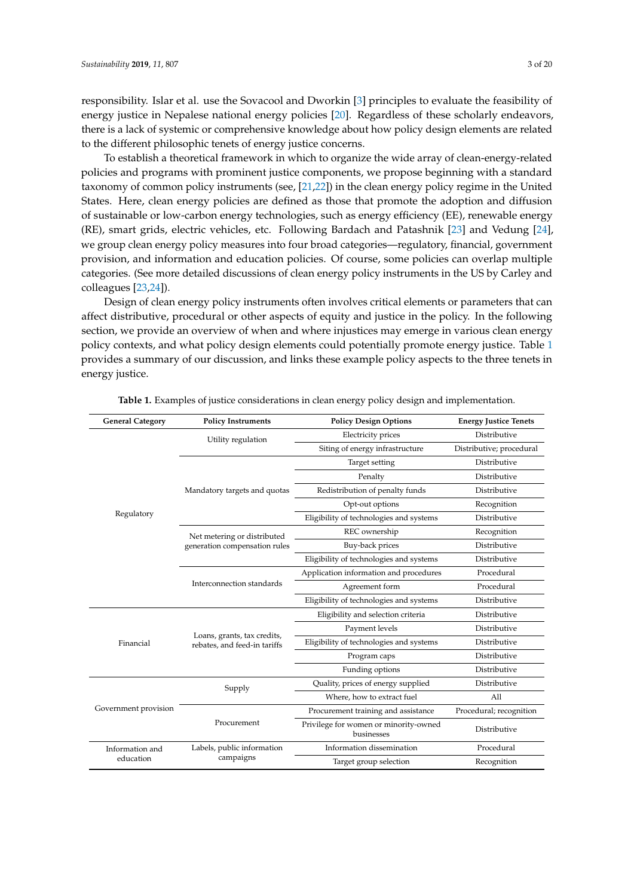responsibility. Islar et al. use the Sovacool and Dworkin [3] principles to evaluate the feasibility of energy justice in Nepalese national energy policies [20]. Regardless of these scholarly endeavors, there is a lack of systemic or comprehensive knowledge about how policy design elements are related to the different philosophic tenets of energy justice concerns.

To establish a theoretical framework in which to organize the wide array of clean-energy-related policies and programs with prominent justice components, we propose beginning with a standard taxonomy of common policy instruments (see, [21,22]) in the clean energy policy regime in the United States. Here, clean energy policies are defined as those that promote the adoption and diffusion of sustainable or low-carbon energy technologies, such as energy efficiency (EE), renewable energy (RE), smart grids, electric vehicles, etc. Following Bardach and Patashnik [23] and Vedung [24], we group clean energy policy measures into four broad categories—regulatory, financial, government provision, and information and education policies. Of course, some policies can overlap multiple categories. (See more detailed discussions of clean energy policy instruments in the US by Carley and colleagues [23,24]).

Design of clean energy policy instruments often involves critical elements or parameters that can affect distributive, procedural or other aspects of equity and justice in the policy. In the following section, we provide an overview of when and where injustices may emerge in various clean energy policy contexts, and what policy design elements could potentially promote energy justice. Table 1 provides a summary of our discussion, and links these example policy aspects to the three tenets in energy justice.

**Table 1.** Examples of justice considerations in clean energy policy design and implementation.

| General Category | Policy Instruments | Policy Design Options | Energy Justice Tenets |
|---|---|---|---|
| Regulatory | Utility regulation | Electricity prices | Distributive |
| | | Siting of energy infrastructure | Distributive; procedural |
| | Mandatory targets and quotas | Target setting | Distributive |
| | | Penalty | Distributive |
| | | Redistribution of penalty funds | Distributive |
| | | Opt-out options | Recognition |
| | | Eligibility of technologies and systems | Distributive |
| | Net metering or distributed generation compensation rules | REC ownership | Recognition |
| | | Buy-back prices | Distributive |
| | | Eligibility of technologies and systems | Distributive |
| | Interconnection standards | Application information and procedures | Procedural |
| | | Agreement form | Procedural |
| | | Eligibility of technologies and systems | Distributive |
| Financial | Loans, grants, tax credits, rebates, and feed-in tariffs | Eligibility and selection criteria | Distributive |
| | | Payment levels | Distributive |
| | | Eligibility of technologies and systems | Distributive |
| | | Program caps | Distributive |
| | | Funding options | Distributive |
| Government provision | Supply | Quality, prices of energy supplied | Distributive |
| | | Where, how to extract fuel | All |
| | Procurement | Procurement training and assistance | Procedural; recognition |
| | | Privilege for women or minority-owned businesses | Distributive |
| Information and education | Labels, public information campaigns | Information dissemination | Procedural |
| | | Target group selection | Recognition |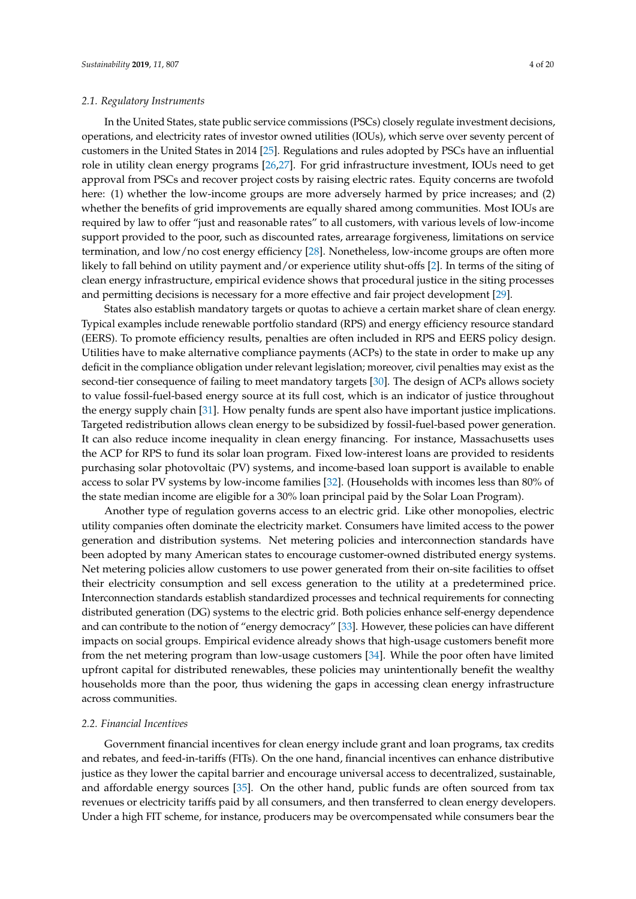### *2.1. Regulatory Instruments*

In the United States, state public service commissions (PSCs) closely regulate investment decisions, operations, and electricity rates of investor owned utilities (IOUs), which serve over seventy percent of customers in the United States in 2014 [25]. Regulations and rules adopted by PSCs have an influential role in utility clean energy programs [26,27]. For grid infrastructure investment, IOUs need to get approval from PSCs and recover project costs by raising electric rates. Equity concerns are twofold here: (1) whether the low-income groups are more adversely harmed by price increases; and (2) whether the benefits of grid improvements are equally shared among communities. Most IOUs are required by law to offer "just and reasonable rates" to all customers, with various levels of low-income support provided to the poor, such as discounted rates, arrearage forgiveness, limitations on service termination, and low/no cost energy efficiency [28]. Nonetheless, low-income groups are often more likely to fall behind on utility payment and/or experience utility shut-offs [2]. In terms of the siting of clean energy infrastructure, empirical evidence shows that procedural justice in the siting processes and permitting decisions is necessary for a more effective and fair project development [29].

States also establish mandatory targets or quotas to achieve a certain market share of clean energy. Typical examples include renewable portfolio standard (RPS) and energy efficiency resource standard (EERS). To promote efficiency results, penalties are often included in RPS and EERS policy design. Utilities have to make alternative compliance payments (ACPs) to the state in order to make up any deficit in the compliance obligation under relevant legislation; moreover, civil penalties may exist as the second-tier consequence of failing to meet mandatory targets [30]. The design of ACPs allows society to value fossil-fuel-based energy source at its full cost, which is an indicator of justice throughout the energy supply chain [31]. How penalty funds are spent also have important justice implications. Targeted redistribution allows clean energy to be subsidized by fossil-fuel-based power generation. It can also reduce income inequality in clean energy financing. For instance, Massachusetts uses the ACP for RPS to fund its solar loan program. Fixed low-interest loans are provided to residents purchasing solar photovoltaic (PV) systems, and income-based loan support is available to enable access to solar PV systems by low-income families [32]. (Households with incomes less than 80% of the state median income are eligible for a 30% loan principal paid by the Solar Loan Program).

Another type of regulation governs access to an electric grid. Like other monopolies, electric utility companies often dominate the electricity market. Consumers have limited access to the power generation and distribution systems. Net metering policies and interconnection standards have been adopted by many American states to encourage customer-owned distributed energy systems. Net metering policies allow customers to use power generated from their on-site facilities to offset their electricity consumption and sell excess generation to the utility at a predetermined price. Interconnection standards establish standardized processes and technical requirements for connecting distributed generation (DG) systems to the electric grid. Both policies enhance self-energy dependence and can contribute to the notion of "energy democracy" [33]. However, these policies can have different impacts on social groups. Empirical evidence already shows that high-usage customers benefit more from the net metering program than low-usage customers [34]. While the poor often have limited upfront capital for distributed renewables, these policies may unintentionally benefit the wealthy households more than the poor, thus widening the gaps in accessing clean energy infrastructure across communities.

### *2.2. Financial Incentives*

Government financial incentives for clean energy include grant and loan programs, tax credits and rebates, and feed-in-tariffs (FITs). On the one hand, financial incentives can enhance distributive justice as they lower the capital barrier and encourage universal access to decentralized, sustainable, and affordable energy sources [35]. On the other hand, public funds are often sourced from tax revenues or electricity tariffs paid by all consumers, and then transferred to clean energy developers. Under a high FIT scheme, for instance, producers may be overcompensated while consumers bear the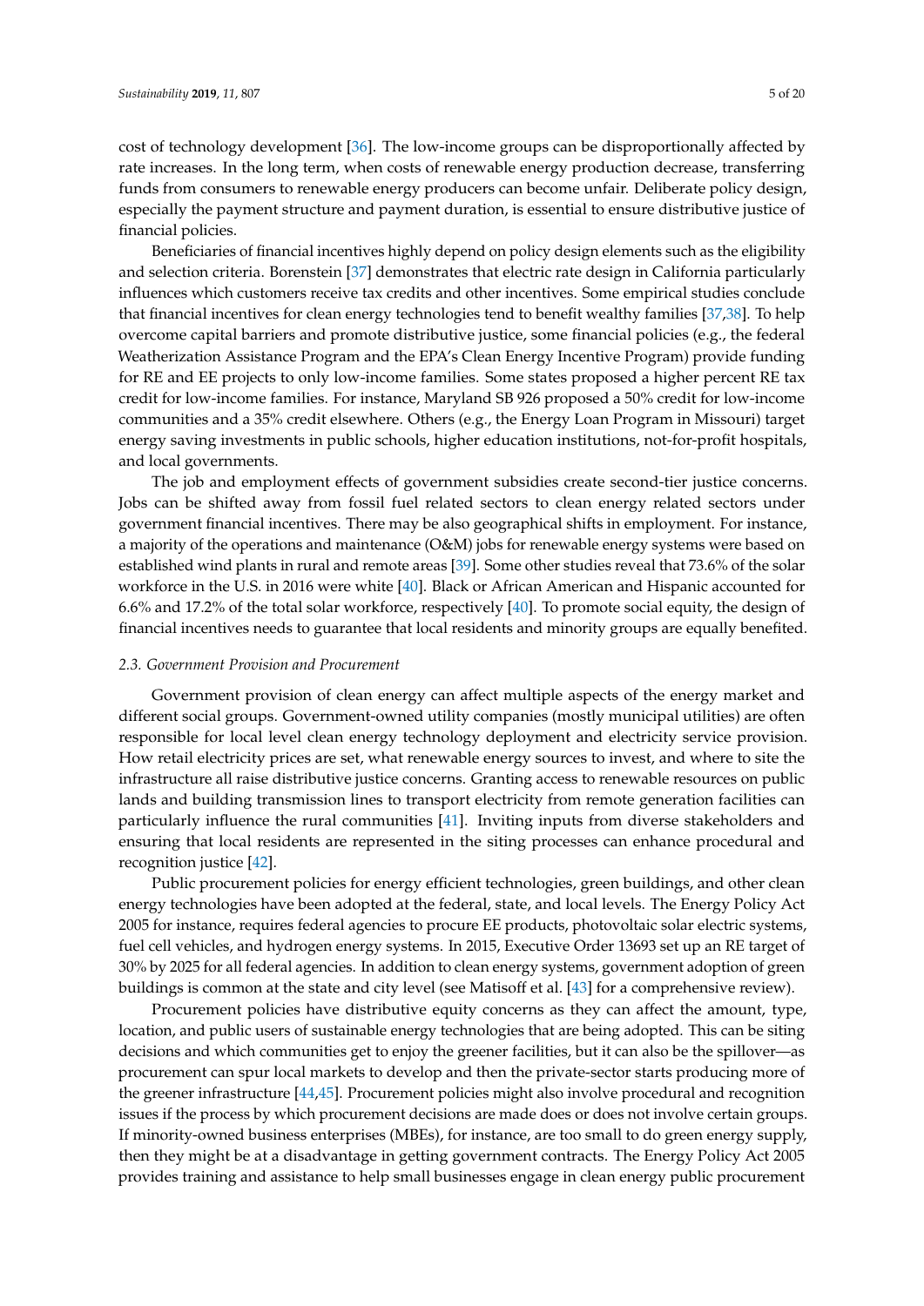cost of technology development [36]. The low-income groups can be disproportionally affected by rate increases. In the long term, when costs of renewable energy production decrease, transferring funds from consumers to renewable energy producers can become unfair. Deliberate policy design, especially the payment structure and payment duration, is essential to ensure distributive justice of financial policies.

Beneficiaries of financial incentives highly depend on policy design elements such as the eligibility and selection criteria. Borenstein [37] demonstrates that electric rate design in California particularly influences which customers receive tax credits and other incentives. Some empirical studies conclude that financial incentives for clean energy technologies tend to benefit wealthy families [37,38]. To help overcome capital barriers and promote distributive justice, some financial policies (e.g., the federal Weatherization Assistance Program and the EPA's Clean Energy Incentive Program) provide funding for RE and EE projects to only low-income families. Some states proposed a higher percent RE tax credit for low-income families. For instance, Maryland SB 926 proposed a 50% credit for low-income communities and a 35% credit elsewhere. Others (e.g., the Energy Loan Program in Missouri) target energy saving investments in public schools, higher education institutions, not-for-profit hospitals, and local governments.

The job and employment effects of government subsidies create second-tier justice concerns. Jobs can be shifted away from fossil fuel related sectors to clean energy related sectors under government financial incentives. There may be also geographical shifts in employment. For instance, a majority of the operations and maintenance (O&M) jobs for renewable energy systems were based on established wind plants in rural and remote areas [39]. Some other studies reveal that 73.6% of the solar workforce in the U.S. in 2016 were white [40]. Black or African American and Hispanic accounted for 6.6% and 17.2% of the total solar workforce, respectively [40]. To promote social equity, the design of financial incentives needs to guarantee that local residents and minority groups are equally benefited.

### 2.3. Government Provision and Procurement

Government provision of clean energy can affect multiple aspects of the energy market and different social groups. Government-owned utility companies (mostly municipal utilities) are often responsible for local level clean energy technology deployment and electricity service provision. How retail electricity prices are set, what renewable energy sources to invest, and where to site the infrastructure all raise distributive justice concerns. Granting access to renewable resources on public lands and building transmission lines to transport electricity from remote generation facilities can particularly influence the rural communities [41]. Inviting inputs from diverse stakeholders and ensuring that local residents are represented in the siting processes can enhance procedural and recognition justice [42].

Public procurement policies for energy efficient technologies, green buildings, and other clean energy technologies have been adopted at the federal, state, and local levels. The Energy Policy Act 2005 for instance, requires federal agencies to procure EE products, photovoltaic solar electric systems, fuel cell vehicles, and hydrogen energy systems. In 2015, Executive Order 13693 set up an RE target of 30% by 2025 for all federal agencies. In addition to clean energy systems, government adoption of green buildings is common at the state and city level (see Matisoff et al. [43] for a comprehensive review).

Procurement policies have distributive equity concerns as they can affect the amount, type, location, and public users of sustainable energy technologies that are being adopted. This can be siting decisions and which communities get to enjoy the greener facilities, but it can also be the spillover—as procurement can spur local markets to develop and then the private-sector starts producing more of the greener infrastructure [44,45]. Procurement policies might also involve procedural and recognition issues if the process by which procurement decisions are made does or does not involve certain groups. If minority-owned business enterprises (MBEs), for instance, are too small to do green energy supply, then they might be at a disadvantage in getting government contracts. The Energy Policy Act 2005 provides training and assistance to help small businesses engage in clean energy public procurement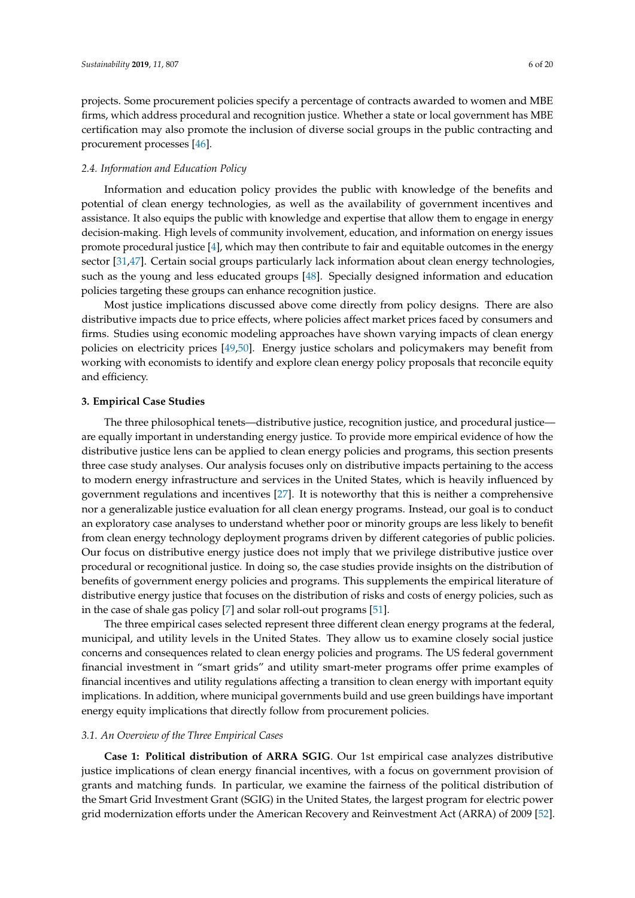projects. Some procurement policies specify a percentage of contracts awarded to women and MBE firms, which address procedural and recognition justice. Whether a state or local government has MBE certification may also promote the inclusion of diverse social groups in the public contracting and procurement processes [46].

### *2.4. Information and Education Policy*

Information and education policy provides the public with knowledge of the benefits and potential of clean energy technologies, as well as the availability of government incentives and assistance. It also equips the public with knowledge and expertise that allow them to engage in energy decision-making. High levels of community involvement, education, and information on energy issues promote procedural justice [4], which may then contribute to fair and equitable outcomes in the energy sector [31,47]. Certain social groups particularly lack information about clean energy technologies, such as the young and less educated groups [48]. Specially designed information and education policies targeting these groups can enhance recognition justice.

Most justice implications discussed above come directly from policy designs. There are also distributive impacts due to price effects, where policies affect market prices faced by consumers and firms. Studies using economic modeling approaches have shown varying impacts of clean energy policies on electricity prices [49,50]. Energy justice scholars and policymakers may benefit from working with economists to identify and explore clean energy policy proposals that reconcile equity and efficiency.

## 3. Empirical Case Studies

The three philosophical tenets—distributive justice, recognition justice, and procedural justice—are equally important in understanding energy justice. To provide more empirical evidence of how the distributive justice lens can be applied to clean energy policies and programs, this section presents three case study analyses. Our analysis focuses only on distributive impacts pertaining to the access to modern energy infrastructure and services in the United States, which is heavily influenced by government regulations and incentives [27]. It is noteworthy that this is neither a comprehensive nor a generalizable justice evaluation for all clean energy programs. Instead, our goal is to conduct an exploratory case analyses to understand whether poor or minority groups are less likely to benefit from clean energy technology deployment programs driven by different categories of public policies. Our focus on distributive energy justice does not imply that we privilege distributive justice over procedural or recognitional justice. In doing so, the case studies provide insights on the distribution of benefits of government energy policies and programs. This supplements the empirical literature of distributive energy justice that focuses on the distribution of risks and costs of energy policies, such as in the case of shale gas policy [7] and solar roll-out programs [51].

The three empirical cases selected represent three different clean energy programs at the federal, municipal, and utility levels in the United States. They allow us to examine closely social justice concerns and consequences related to clean energy policies and programs. The US federal government financial investment in "smart grids" and utility smart-meter programs offer prime examples of financial incentives and utility regulations affecting a transition to clean energy with important equity implications. In addition, where municipal governments build and use green buildings have important energy equity implications that directly follow from procurement policies.

### *3.1. An Overview of the Three Empirical Cases*

**Case 1: Political distribution of ARRA SGIG**. Our 1st empirical case analyzes distributive justice implications of clean energy financial incentives, with a focus on government provision of grants and matching funds. In particular, we examine the fairness of the political distribution of the Smart Grid Investment Grant (SGIG) in the United States, the largest program for electric power grid modernization efforts under the American Recovery and Reinvestment Act (ARRA) of 2009 [52].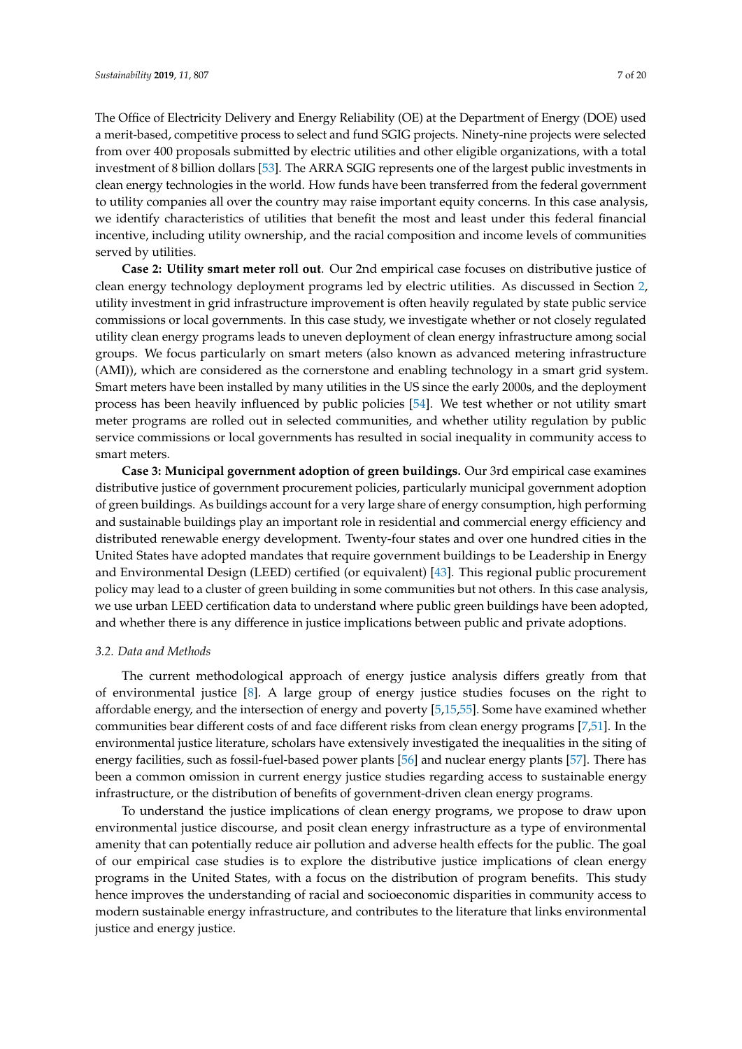The Office of Electricity Delivery and Energy Reliability (OE) at the Department of Energy (DOE) used a merit-based, competitive process to select and fund SGIG projects. Ninety-nine projects were selected from over 400 proposals submitted by electric utilities and other eligible organizations, with a total investment of 8 billion dollars [53]. The ARRA SGIG represents one of the largest public investments in clean energy technologies in the world. How funds have been transferred from the federal government to utility companies all over the country may raise important equity concerns. In this case analysis, we identify characteristics of utilities that benefit the most and least under this federal financial incentive, including utility ownership, and the racial composition and income levels of communities served by utilities.

**Case 2: Utility smart meter roll out**. Our 2nd empirical case focuses on distributive justice of clean energy technology deployment programs led by electric utilities. As discussed in Section 2, utility investment in grid infrastructure improvement is often heavily regulated by state public service commissions or local governments. In this case study, we investigate whether or not closely regulated utility clean energy programs leads to uneven deployment of clean energy infrastructure among social groups. We focus particularly on smart meters (also known as advanced metering infrastructure (AMI)), which are considered as the cornerstone and enabling technology in a smart grid system. Smart meters have been installed by many utilities in the US since the early 2000s, and the deployment process has been heavily influenced by public policies [54]. We test whether or not utility smart meter programs are rolled out in selected communities, and whether utility regulation by public service commissions or local governments has resulted in social inequality in community access to smart meters.

**Case 3: Municipal government adoption of green buildings.** Our 3rd empirical case examines distributive justice of government procurement policies, particularly municipal government adoption of green buildings. As buildings account for a very large share of energy consumption, high performing and sustainable buildings play an important role in residential and commercial energy efficiency and distributed renewable energy development. Twenty-four states and over one hundred cities in the United States have adopted mandates that require government buildings to be Leadership in Energy and Environmental Design (LEED) certified (or equivalent) [43]. This regional public procurement policy may lead to a cluster of green building in some communities but not others. In this case analysis, we use urban LEED certification data to understand where public green buildings have been adopted, and whether there is any difference in justice implications between public and private adoptions.

### 3.2. Data and Methods

The current methodological approach of energy justice analysis differs greatly from that of environmental justice [8]. A large group of energy justice studies focuses on the right to affordable energy, and the intersection of energy and poverty [5,15,55]. Some have examined whether communities bear different costs of and face different risks from clean energy programs [7,51]. In the environmental justice literature, scholars have extensively investigated the inequalities in the siting of energy facilities, such as fossil-fuel-based power plants [56] and nuclear energy plants [57]. There has been a common omission in current energy justice studies regarding access to sustainable energy infrastructure, or the distribution of benefits of government-driven clean energy programs.

To understand the justice implications of clean energy programs, we propose to draw upon environmental justice discourse, and posit clean energy infrastructure as a type of environmental amenity that can potentially reduce air pollution and adverse health effects for the public. The goal of our empirical case studies is to explore the distributive justice implications of clean energy programs in the United States, with a focus on the distribution of program benefits. This study hence improves the understanding of racial and socioeconomic disparities in community access to modern sustainable energy infrastructure, and contributes to the literature that links environmental justice and energy justice.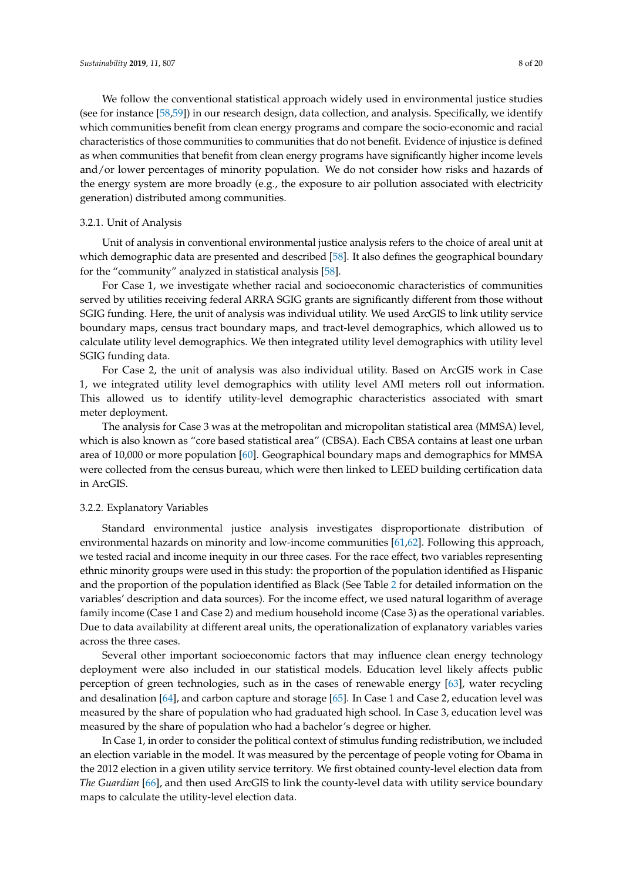We follow the conventional statistical approach widely used in environmental justice studies (see for instance [58,59]) in our research design, data collection, and analysis. Specifically, we identify which communities benefit from clean energy programs and compare the socio-economic and racial characteristics of those communities to communities that do not benefit. Evidence of injustice is defined as when communities that benefit from clean energy programs have significantly higher income levels and/or lower percentages of minority population. We do not consider how risks and hazards of the energy system are more broadly (e.g., the exposure to air pollution associated with electricity generation) distributed among communities.

### 3.2.1. Unit of Analysis

Unit of analysis in conventional environmental justice analysis refers to the choice of areal unit at which demographic data are presented and described [58]. It also defines the geographical boundary for the "community" analyzed in statistical analysis [58].

For Case 1, we investigate whether racial and socioeconomic characteristics of communities served by utilities receiving federal ARRA SGIG grants are significantly different from those without SGIG funding. Here, the unit of analysis was individual utility. We used ArcGIS to link utility service boundary maps, census tract boundary maps, and tract-level demographics, which allowed us to calculate utility level demographics. We then integrated utility level demographics with utility level SGIG funding data.

For Case 2, the unit of analysis was also individual utility. Based on ArcGIS work in Case 1, we integrated utility level demographics with utility level AMI meters roll out information. This allowed us to identify utility-level demographic characteristics associated with smart meter deployment.

The analysis for Case 3 was at the metropolitan and micropolitan statistical area (MMSA) level, which is also known as "core based statistical area" (CBSA). Each CBSA contains at least one urban area of 10,000 or more population [60]. Geographical boundary maps and demographics for MMSA were collected from the census bureau, which were then linked to LEED building certification data in ArcGIS.

### 3.2.2. Explanatory Variables

Standard environmental justice analysis investigates disproportionate distribution of environmental hazards on minority and low-income communities [61,62]. Following this approach, we tested racial and income inequity in our three cases. For the race effect, two variables representing ethnic minority groups were used in this study: the proportion of the population identified as Hispanic and the proportion of the population identified as Black (See Table 2 for detailed information on the variables' description and data sources). For the income effect, we used natural logarithm of average family income (Case 1 and Case 2) and medium household income (Case 3) as the operational variables. Due to data availability at different areal units, the operationalization of explanatory variables varies across the three cases.

Several other important socioeconomic factors that may influence clean energy technology deployment were also included in our statistical models. Education level likely affects public perception of green technologies, such as in the cases of renewable energy [63], water recycling and desalination [64], and carbon capture and storage [65]. In Case 1 and Case 2, education level was measured by the share of population who had graduated high school. In Case 3, education level was measured by the share of population who had a bachelor's degree or higher.

In Case 1, in order to consider the political context of stimulus funding redistribution, we included an election variable in the model. It was measured by the percentage of people voting for Obama in the 2012 election in a given utility service territory. We first obtained county-level election data from *The Guardian* [66], and then used ArcGIS to link the county-level data with utility service boundary maps to calculate the utility-level election data.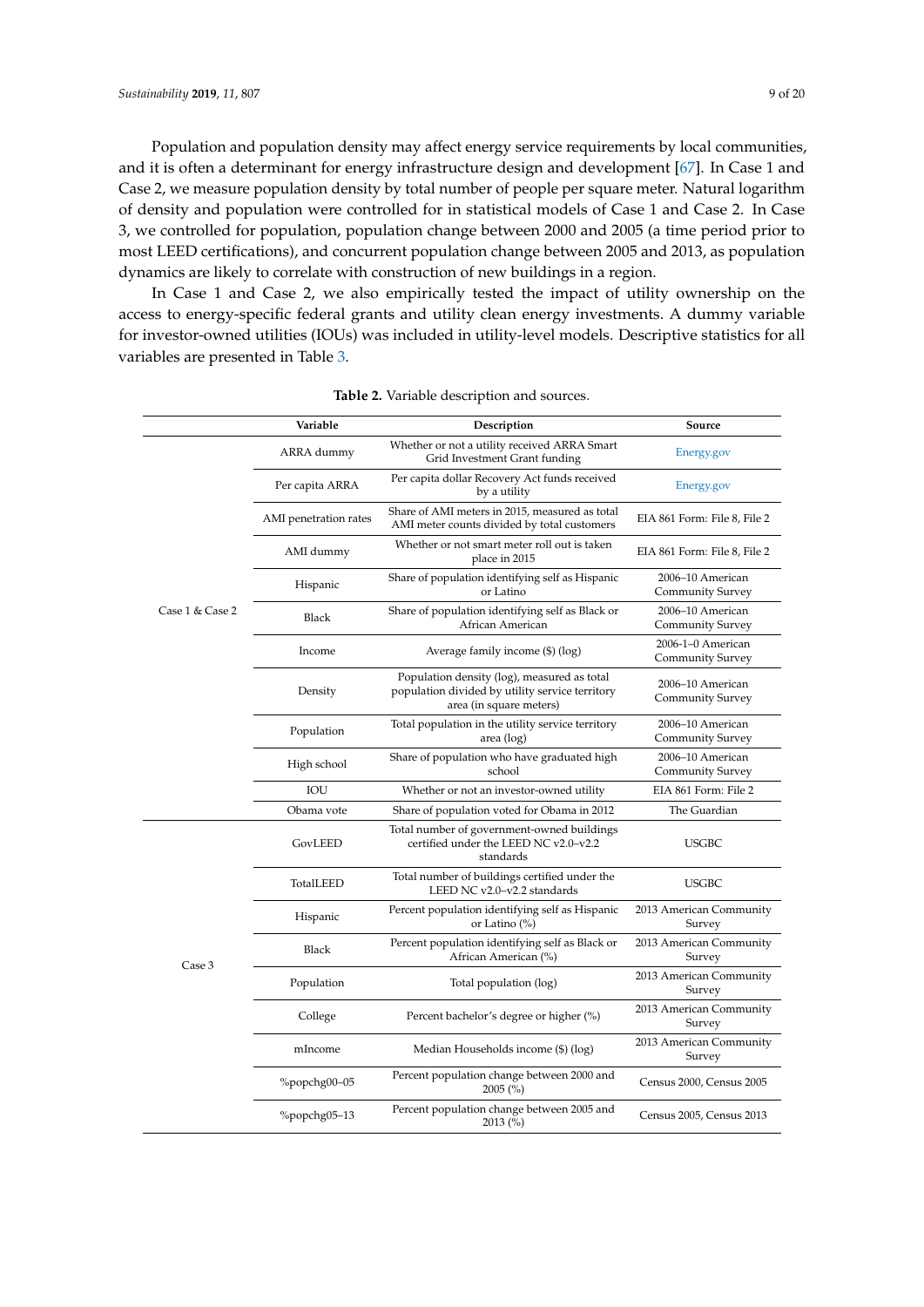Population and population density may affect energy service requirements by local communities, and it is often a determinant for energy infrastructure design and development [67]. In Case 1 and Case 2, we measure population density by total number of people per square meter. Natural logarithm of density and population were controlled for in statistical models of Case 1 and Case 2. In Case 3, we controlled for population, population change between 2000 and 2005 (a time period prior to most LEED certifications), and concurrent population change between 2005 and 2013, as population dynamics are likely to correlate with construction of new buildings in a region.

In Case 1 and Case 2, we also empirically tested the impact of utility ownership on the access to energy-specific federal grants and utility clean energy investments. A dummy variable for investor-owned utilities (IOUs) was included in utility-level models. Descriptive statistics for all variables are presented in Table 3.

**Table 2.** Variable description and sources.

| | Variable | Description | Source |
|---|---|---|---|
| Case 1 & Case 2 | ARRA dummy | Whether or not a utility received ARRA Smart Grid Investment Grant funding | Energy.gov |
| | Per capita ARRA | Per capita dollar Recovery Act funds received by a utility | Energy.gov |
| | AMI penetration rates | Share of AMI meters in 2015, measured as total AMI meter counts divided by total customers | EIA 861 Form: File 8, File 2 |
| | AMI dummy | Whether or not smart meter roll out is taken place in 2015 | EIA 861 Form: File 8, File 2 |
| | Hispanic | Share of population identifying self as Hispanic or Latino | 2006–10 American Community Survey |
| | Black | Share of population identifying self as Black or African American | 2006–10 American Community Survey |
| | Income | Average family income ($) (log) | 2006-1–0 American Community Survey |
| | Density | Population density (log), measured as total population divided by utility service territory area (in square meters) | 2006–10 American Community Survey |
| | Population | Total population in the utility service territory area (log) | 2006–10 American Community Survey |
| | High school | Share of population who have graduated high school | 2006–10 American Community Survey |
| | IOU | Whether or not an investor-owned utility | EIA 861 Form: File 2 |
| | Obama vote | Share of population voted for Obama in 2012 | The Guardian |
| Case 3 | GovLEED | Total number of government-owned buildings certified under the LEED NC v2.0–v2.2 standards | USGBC |
| | TotalLEED | Total number of buildings certified under the LEED NC v2.0–v2.2 standards | USGBC |
| | Hispanic | Percent population identifying self as Hispanic or Latino (%) | 2013 American Community Survey |
| | Black | Percent population identifying self as Black or African American (%) | 2013 American Community Survey |
| | Population | Total population (log) | 2013 American Community Survey |
| | College | Percent bachelor's degree or higher (%) | 2013 American Community Survey |
| | mIncome | Median Households income ($) (log) | 2013 American Community Survey |
| | %popchg00–05 | Percent population change between 2000 and 2005 (%) | Census 2000, Census 2005 |
| | %popchg05–13 | Percent population change between 2005 and 2013 (%) | Census 2005, Census 2013 |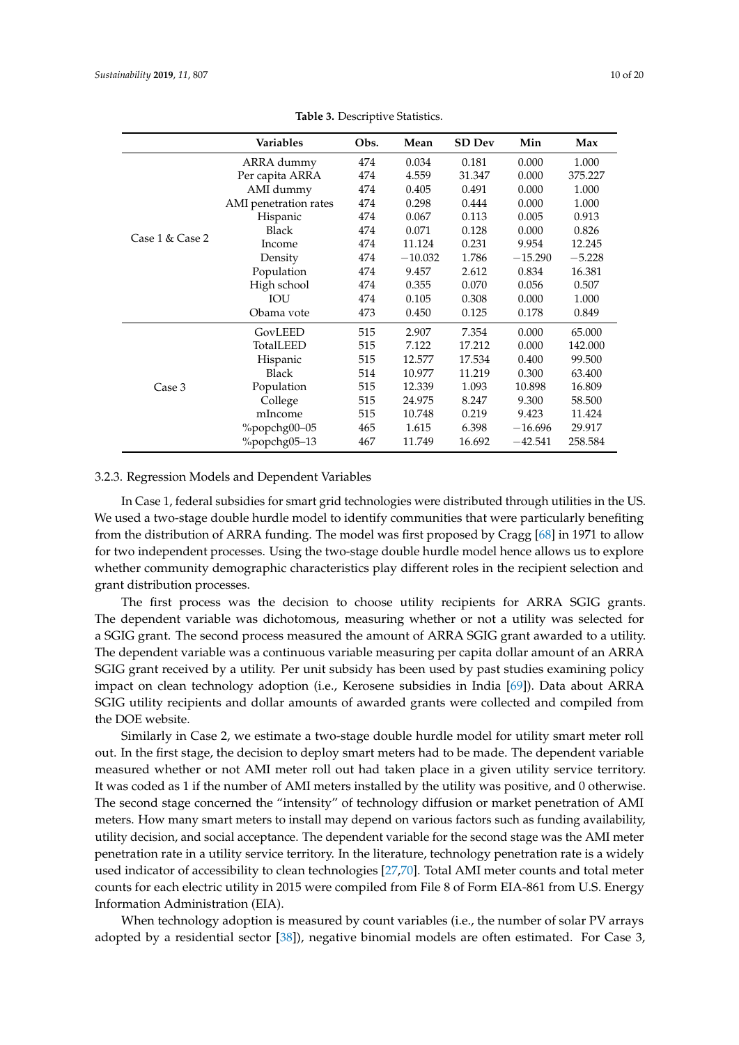**Table 3.** Descriptive Statistics.

| | Variables | Obs. | Mean | SD Dev | Min | Max |
|---|---|---|---|---|---|---|
| Case 1 & Case 2 | ARRA dummy | 474 | 0.034 | 0.181 | 0.000 | 1.000 |
| | Per capita ARRA | 474 | 4.559 | 31.347 | 0.000 | 375.227 |
| | AMI dummy | 474 | 0.405 | 0.491 | 0.000 | 1.000 |
| | AMI penetration rates | 474 | 0.298 | 0.444 | 0.000 | 1.000 |
| | Hispanic | 474 | 0.067 | 0.113 | 0.005 | 0.913 |
| | Black | 474 | 0.071 | 0.128 | 0.000 | 0.826 |
| | Income | 474 | 11.124 | 0.231 | 9.954 | 12.245 |
| | Density | 474 | −10.032 | 1.786 | −15.290 | −5.228 |
| | Population | 474 | 9.457 | 2.612 | 0.834 | 16.381 |
| | High school | 474 | 0.355 | 0.070 | 0.056 | 0.507 |
| | IOU | 474 | 0.105 | 0.308 | 0.000 | 1.000 |
| | Obama vote | 473 | 0.450 | 0.125 | 0.178 | 0.849 |
| Case 3 | GovLEED | 515 | 2.907 | 7.354 | 0.000 | 65.000 |
| | TotalLEED | 515 | 7.122 | 17.212 | 0.000 | 142.000 |
| | Hispanic | 515 | 12.577 | 17.534 | 0.400 | 99.500 |
| | Black | 514 | 10.977 | 11.219 | 0.300 | 63.400 |
| | Population | 515 | 12.339 | 1.093 | 10.898 | 16.809 |
| | College | 515 | 24.975 | 8.247 | 9.300 | 58.500 |
| | mIncome | 515 | 10.748 | 0.219 | 9.423 | 11.424 |
| | %popchg00–05 | 465 | 1.615 | 6.398 | −16.696 | 29.917 |
| | %popchg05–13 | 467 | 11.749 | 16.692 | −42.541 | 258.584 |

### 3.2.3. Regression Models and Dependent Variables

In Case 1, federal subsidies for smart grid technologies were distributed through utilities in the US. We used a two-stage double hurdle model to identify communities that were particularly benefiting from the distribution of ARRA funding. The model was first proposed by Cragg [68] in 1971 to allow for two independent processes. Using the two-stage double hurdle model hence allows us to explore whether community demographic characteristics play different roles in the recipient selection and grant distribution processes.

The first process was the decision to choose utility recipients for ARRA SGIG grants. The dependent variable was dichotomous, measuring whether or not a utility was selected for a SGIG grant. The second process measured the amount of ARRA SGIG grant awarded to a utility. The dependent variable was a continuous variable measuring per capita dollar amount of an ARRA SGIG grant received by a utility. Per unit subsidy has been used by past studies examining policy impact on clean technology adoption (i.e., Kerosene subsidies in India [69]). Data about ARRA SGIG utility recipients and dollar amounts of awarded grants were collected and compiled from the DOE website.

Similarly in Case 2, we estimate a two-stage double hurdle model for utility smart meter roll out. In the first stage, the decision to deploy smart meters had to be made. The dependent variable measured whether or not AMI meter roll out had taken place in a given utility service territory. It was coded as 1 if the number of AMI meters installed by the utility was positive, and 0 otherwise. The second stage concerned the "intensity" of technology diffusion or market penetration of AMI meters. How many smart meters to install may depend on various factors such as funding availability, utility decision, and social acceptance. The dependent variable for the second stage was the AMI meter penetration rate in a utility service territory. In the literature, technology penetration rate is a widely used indicator of accessibility to clean technologies [27,70]. Total AMI meter counts and total meter counts for each electric utility in 2015 were compiled from File 8 of Form EIA-861 from U.S. Energy Information Administration (EIA).

When technology adoption is measured by count variables (i.e., the number of solar PV arrays adopted by a residential sector [38]), negative binomial models are often estimated. For Case 3,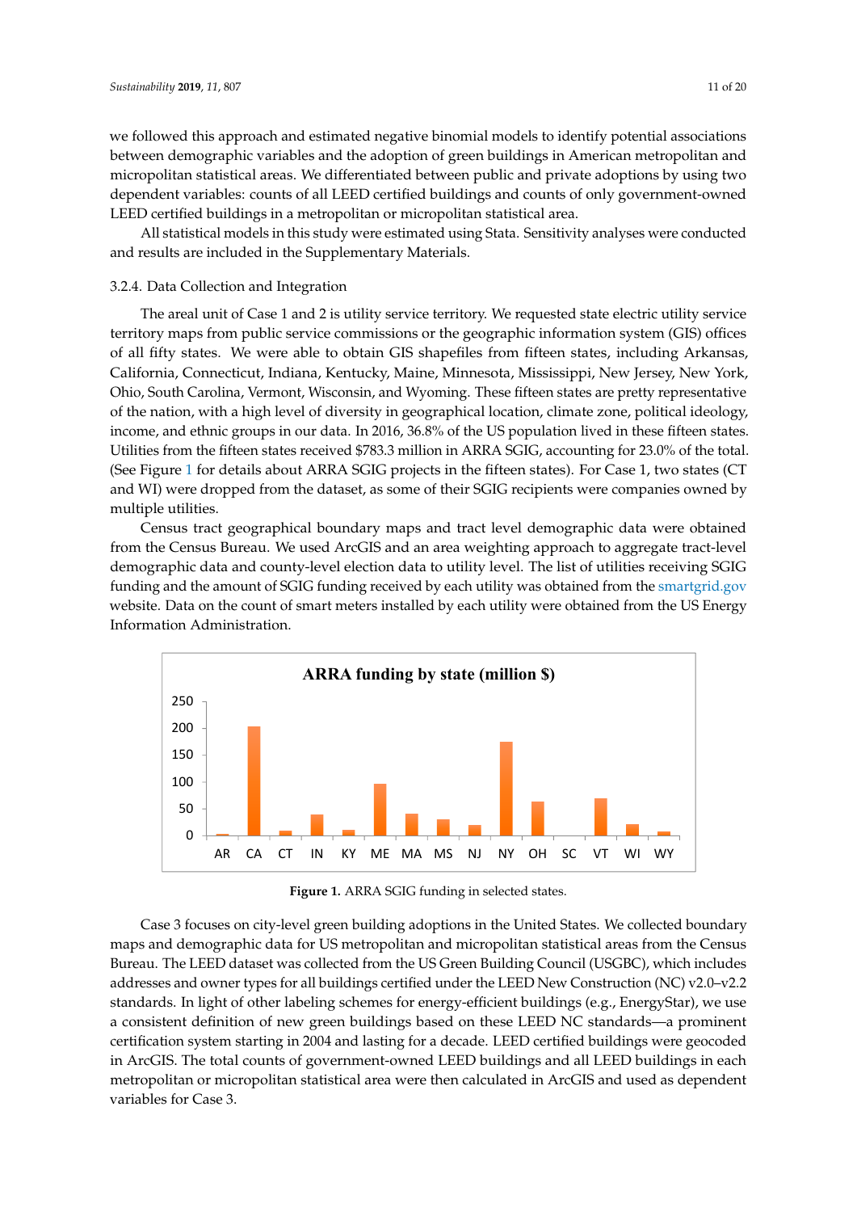we followed this approach and estimated negative binomial models to identify potential associations between demographic variables and the adoption of green buildings in American metropolitan and micropolitan statistical areas. We differentiated between public and private adoptions by using two dependent variables: counts of all LEED certified buildings and counts of only government-owned LEED certified buildings in a metropolitan or micropolitan statistical area.

All statistical models in this study were estimated using Stata. Sensitivity analyses were conducted and results are included in the Supplementary Materials.

### 3.2.4. Data Collection and Integration

The areal unit of Case 1 and 2 is utility service territory. We requested state electric utility service territory maps from public service commissions or the geographic information system (GIS) offices of all fifty states. We were able to obtain GIS shapefiles from fifteen states, including Arkansas, California, Connecticut, Indiana, Kentucky, Maine, Minnesota, Mississippi, New Jersey, New York, Ohio, South Carolina, Vermont, Wisconsin, and Wyoming. These fifteen states are pretty representative of the nation, with a high level of diversity in geographical location, climate zone, political ideology, income, and ethnic groups in our data. In 2016, 36.8% of the US population lived in these fifteen states. Utilities from the fifteen states received $783.3 million in ARRA SGIG, accounting for 23.0% of the total. (See Figure 1 for details about ARRA SGIG projects in the fifteen states). For Case 1, two states (CT and WI) were dropped from the dataset, as some of their SGIG recipients were companies owned by multiple utilities.

Census tract geographical boundary maps and tract level demographic data were obtained from the Census Bureau. We used ArcGIS and an area weighting approach to aggregate tract-level demographic data and county-level election data to utility level. The list of utilities receiving SGIG funding and the amount of SGIG funding received by each utility was obtained from the smartgrid.gov website. Data on the count of smart meters installed by each utility were obtained from the US Energy Information Administration.

**ARRA funding by state (million $)**

**Figure 1.** ARRA SGIG funding in selected states.

Case 3 focuses on city-level green building adoptions in the United States. We collected boundary maps and demographic data for US metropolitan and micropolitan statistical areas from the Census Bureau. The LEED dataset was collected from the US Green Building Council (USGBC), which includes addresses and owner types for all buildings certified under the LEED New Construction (NC) v2.0–v2.2 standards. In light of other labeling schemes for energy-efficient buildings (e.g., EnergyStar), we use a consistent definition of new green buildings based on these LEED NC standards—a prominent certification system starting in 2004 and lasting for a decade. LEED certified buildings were geocoded in ArcGIS. The total counts of government-owned LEED buildings and all LEED buildings in each metropolitan or micropolitan statistical area were then calculated in ArcGIS and used as dependent variables for Case 3.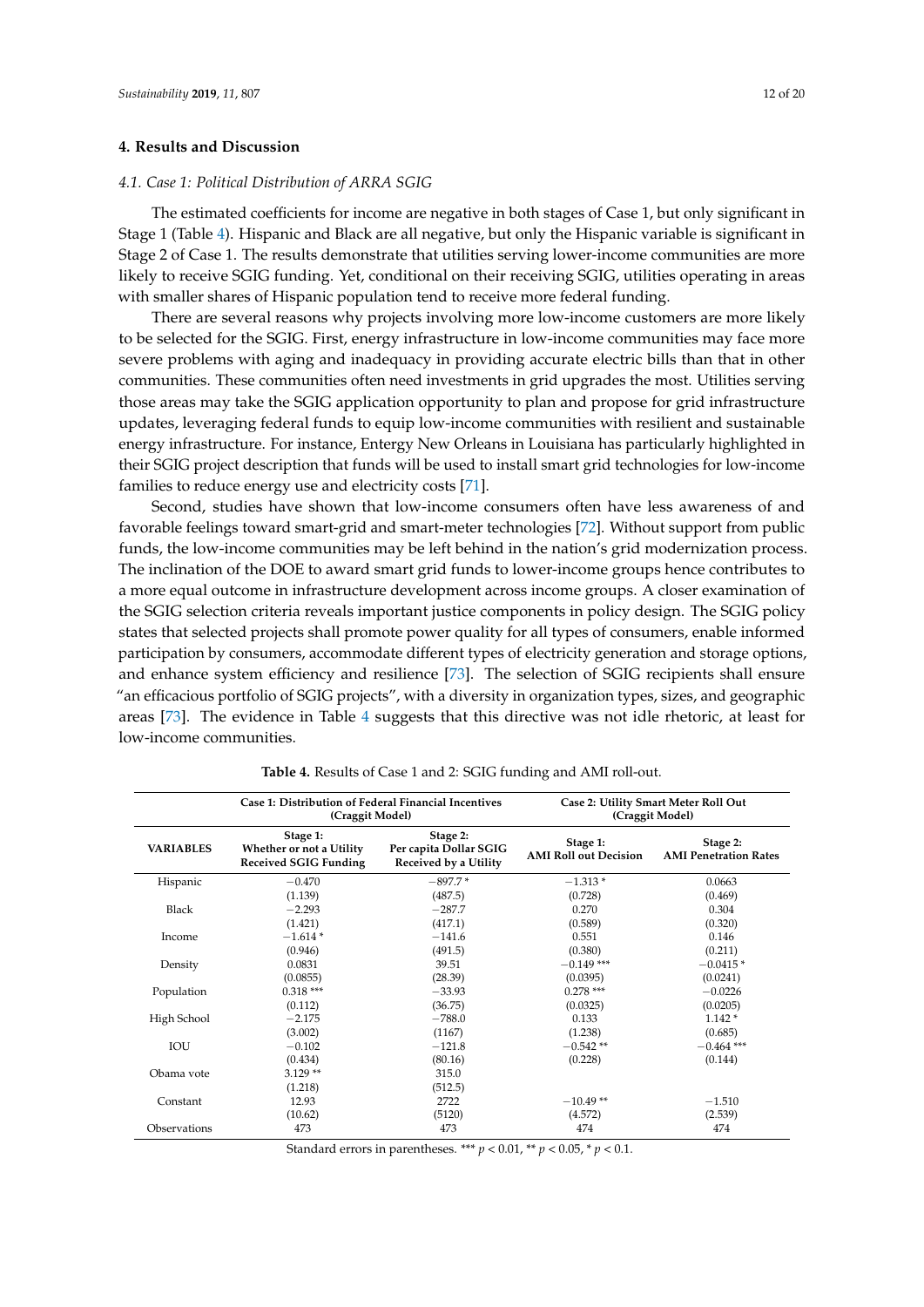## 4. Results and Discussion

### 4.1. Case 1: Political Distribution of ARRA SGIG

The estimated coefficients for income are negative in both stages of Case 1, but only significant in Stage 1 (Table 4). Hispanic and Black are all negative, but only the Hispanic variable is significant in Stage 2 of Case 1. The results demonstrate that utilities serving lower-income communities are more likely to receive SGIG funding. Yet, conditional on their receiving SGIG, utilities operating in areas with smaller shares of Hispanic population tend to receive more federal funding.

There are several reasons why projects involving more low-income customers are more likely to be selected for the SGIG. First, energy infrastructure in low-income communities may face more severe problems with aging and inadequacy in providing accurate electric bills than that in other communities. These communities often need investments in grid upgrades the most. Utilities serving those areas may take the SGIG application opportunity to plan and propose for grid infrastructure updates, leveraging federal funds to equip low-income communities with resilient and sustainable energy infrastructure. For instance, Entergy New Orleans in Louisiana has particularly highlighted in their SGIG project description that funds will be used to install smart grid technologies for low-income families to reduce energy use and electricity costs [71].

Second, studies have shown that low-income consumers often have less awareness of and favorable feelings toward smart-grid and smart-meter technologies [72]. Without support from public funds, the low-income communities may be left behind in the nation's grid modernization process. The inclination of the DOE to award smart grid funds to lower-income groups hence contributes to a more equal outcome in infrastructure development across income groups. A closer examination of the SGIG selection criteria reveals important justice components in policy design. The SGIG policy states that selected projects shall promote power quality for all types of consumers, enable informed participation by consumers, accommodate different types of electricity generation and storage options, and enhance system efficiency and resilience [73]. The selection of SGIG recipients shall ensure "an efficacious portfolio of SGIG projects", with a diversity in organization types, sizes, and geographic areas [73]. The evidence in Table 4 suggests that this directive was not idle rhetoric, at least for low-income communities.

**Table 4.** Results of Case 1 and 2: SGIG funding and AMI roll-out.

| | Case 1: Distribution of Federal Financial Incentives (Craggit Model) | | Case 2: Utility Smart Meter Roll Out (Craggit Model) | |
|---|---|---|---|---|
| **VARIABLES** | **Stage 1: Whether or not a Utility Received SGIG Funding** | **Stage 2: Per capita Dollar SGIG Received by a Utility** | **Stage 1: AMI Roll out Decision** | **Stage 2: AMI Penetration Rates** |
| Hispanic | −0.470 | −897.7 * | −1.313 * | 0.0663 |
| | (1.139) | (487.5) | (0.728) | (0.469) |
| Black | −2.293 | −287.7 | 0.270 | 0.304 |
| | (1.421) | (417.1) | (0.589) | (0.320) |
| Income | −1.614 * | −141.6 | 0.551 | 0.146 |
| | (0.946) | (491.5) | (0.380) | (0.211) |
| Density | 0.0831 | 39.51 | −0.149 *** | −0.0415 * |
| | (0.0855) | (28.39) | (0.0395) | (0.0241) |
| Population | 0.318 *** | −33.93 | 0.278 *** | −0.0226 |
| | (0.112) | (36.75) | (0.0325) | (0.0205) |
| High School | −2.175 | −788.0 | 0.133 | 1.142 * |
| | (3.002) | (1167) | (1.238) | (0.685) |
| IOU | −0.102 | −121.8 | −0.542 ** | −0.464 *** |
| | (0.434) | (80.16) | (0.228) | (0.144) |
| Obama vote | 3.129 ** | 315.0 | | |
| | (1.218) | (512.5) | | |
| Constant | 12.93 | 2722 | −10.49 ** | −1.510 |
| | (10.62) | (5120) | (4.572) | (2.539) |
| Observations | 473 | 473 | 474 | 474 |

Standard errors in parentheses. *** $p < 0.01$, ** $p < 0.05$, * $p < 0.1$.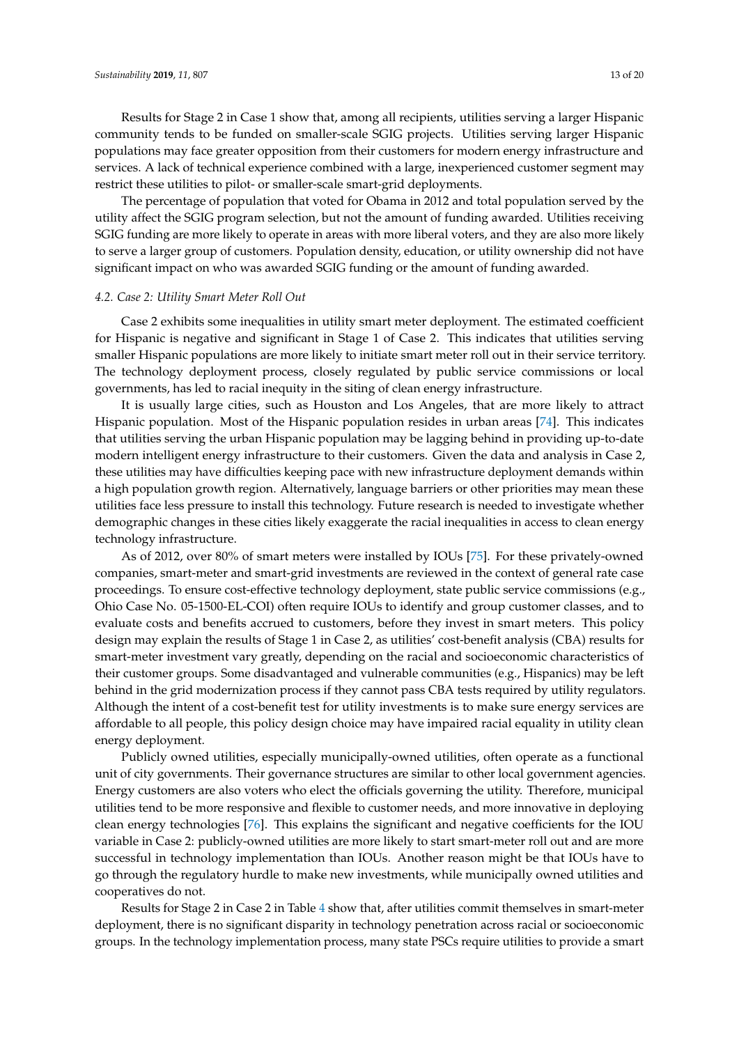Results for Stage 2 in Case 1 show that, among all recipients, utilities serving a larger Hispanic community tends to be funded on smaller-scale SGIG projects. Utilities serving larger Hispanic populations may face greater opposition from their customers for modern energy infrastructure and services. A lack of technical experience combined with a large, inexperienced customer segment may restrict these utilities to pilot- or smaller-scale smart-grid deployments.

The percentage of population that voted for Obama in 2012 and total population served by the utility affect the SGIG program selection, but not the amount of funding awarded. Utilities receiving SGIG funding are more likely to operate in areas with more liberal voters, and they are also more likely to serve a larger group of customers. Population density, education, or utility ownership did not have significant impact on who was awarded SGIG funding or the amount of funding awarded.

#### *4.2. Case 2: Utility Smart Meter Roll Out*

Case 2 exhibits some inequalities in utility smart meter deployment. The estimated coefficient for Hispanic is negative and significant in Stage 1 of Case 2. This indicates that utilities serving smaller Hispanic populations are more likely to initiate smart meter roll out in their service territory. The technology deployment process, closely regulated by public service commissions or local governments, has led to racial inequity in the siting of clean energy infrastructure.

It is usually large cities, such as Houston and Los Angeles, that are more likely to attract Hispanic population. Most of the Hispanic population resides in urban areas [74]. This indicates that utilities serving the urban Hispanic population may be lagging behind in providing up-to-date modern intelligent energy infrastructure to their customers. Given the data and analysis in Case 2, these utilities may have difficulties keeping pace with new infrastructure deployment demands within a high population growth region. Alternatively, language barriers or other priorities may mean these utilities face less pressure to install this technology. Future research is needed to investigate whether demographic changes in these cities likely exaggerate the racial inequalities in access to clean energy technology infrastructure.

As of 2012, over 80% of smart meters were installed by IOUs [75]. For these privately-owned companies, smart-meter and smart-grid investments are reviewed in the context of general rate case proceedings. To ensure cost-effective technology deployment, state public service commissions (e.g., Ohio Case No. 05-1500-EL-COI) often require IOUs to identify and group customer classes, and to evaluate costs and benefits accrued to customers, before they invest in smart meters. This policy design may explain the results of Stage 1 in Case 2, as utilities' cost-benefit analysis (CBA) results for smart-meter investment vary greatly, depending on the racial and socioeconomic characteristics of their customer groups. Some disadvantaged and vulnerable communities (e.g., Hispanics) may be left behind in the grid modernization process if they cannot pass CBA tests required by utility regulators. Although the intent of a cost-benefit test for utility investments is to make sure energy services are affordable to all people, this policy design choice may have impaired racial equality in utility clean energy deployment.

Publicly owned utilities, especially municipally-owned utilities, often operate as a functional unit of city governments. Their governance structures are similar to other local government agencies. Energy customers are also voters who elect the officials governing the utility. Therefore, municipal utilities tend to be more responsive and flexible to customer needs, and more innovative in deploying clean energy technologies [76]. This explains the significant and negative coefficients for the IOU variable in Case 2: publicly-owned utilities are more likely to start smart-meter roll out and are more successful in technology implementation than IOUs. Another reason might be that IOUs have to go through the regulatory hurdle to make new investments, while municipally owned utilities and cooperatives do not.

Results for Stage 2 in Case 2 in Table 4 show that, after utilities commit themselves in smart-meter deployment, there is no significant disparity in technology penetration across racial or socioeconomic groups. In the technology implementation process, many state PSCs require utilities to provide a smart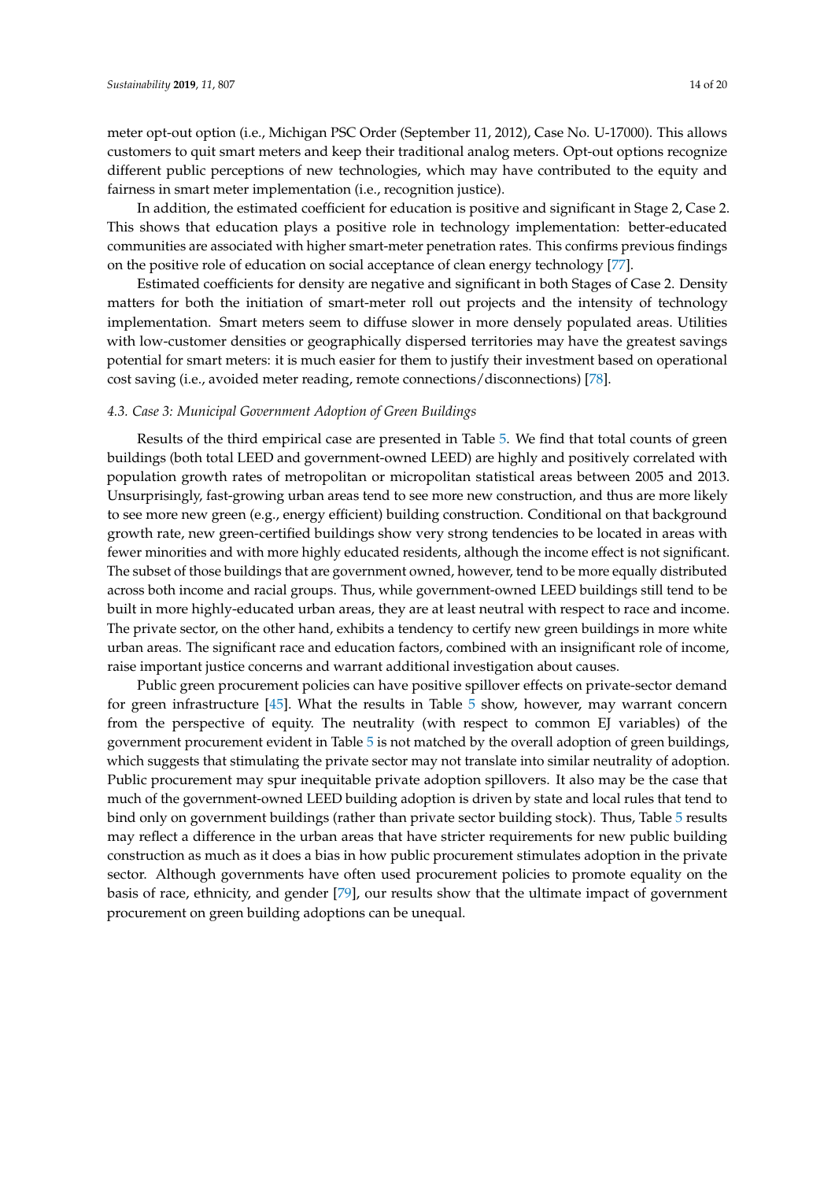meter opt-out option (i.e., Michigan PSC Order (September 11, 2012), Case No. U-17000). This allows customers to quit smart meters and keep their traditional analog meters. Opt-out options recognize different public perceptions of new technologies, which may have contributed to the equity and fairness in smart meter implementation (i.e., recognition justice).

In addition, the estimated coefficient for education is positive and significant in Stage 2, Case 2. This shows that education plays a positive role in technology implementation: better-educated communities are associated with higher smart-meter penetration rates. This confirms previous findings on the positive role of education on social acceptance of clean energy technology [77].

Estimated coefficients for density are negative and significant in both Stages of Case 2. Density matters for both the initiation of smart-meter roll out projects and the intensity of technology implementation. Smart meters seem to diffuse slower in more densely populated areas. Utilities with low-customer densities or geographically dispersed territories may have the greatest savings potential for smart meters: it is much easier for them to justify their investment based on operational cost saving (i.e., avoided meter reading, remote connections/disconnections) [78].

### *4.3. Case 3: Municipal Government Adoption of Green Buildings*

Results of the third empirical case are presented in Table 5. We find that total counts of green buildings (both total LEED and government-owned LEED) are highly and positively correlated with population growth rates of metropolitan or micropolitan statistical areas between 2005 and 2013. Unsurprisingly, fast-growing urban areas tend to see more new construction, and thus are more likely to see more new green (e.g., energy efficient) building construction. Conditional on that background growth rate, new green-certified buildings show very strong tendencies to be located in areas with fewer minorities and with more highly educated residents, although the income effect is not significant. The subset of those buildings that are government owned, however, tend to be more equally distributed across both income and racial groups. Thus, while government-owned LEED buildings still tend to be built in more highly-educated urban areas, they are at least neutral with respect to race and income. The private sector, on the other hand, exhibits a tendency to certify new green buildings in more white urban areas. The significant race and education factors, combined with an insignificant role of income, raise important justice concerns and warrant additional investigation about causes.

Public green procurement policies can have positive spillover effects on private-sector demand for green infrastructure [45]. What the results in Table 5 show, however, may warrant concern from the perspective of equity. The neutrality (with respect to common EJ variables) of the government procurement evident in Table 5 is not matched by the overall adoption of green buildings, which suggests that stimulating the private sector may not translate into similar neutrality of adoption. Public procurement may spur inequitable private adoption spillovers. It also may be the case that much of the government-owned LEED building adoption is driven by state and local rules that tend to bind only on government buildings (rather than private sector building stock). Thus, Table 5 results may reflect a difference in the urban areas that have stricter requirements for new public building construction as much as it does a bias in how public procurement stimulates adoption in the private sector. Although governments have often used procurement policies to promote equality on the basis of race, ethnicity, and gender [79], our results show that the ultimate impact of government procurement on green building adoptions can be unequal.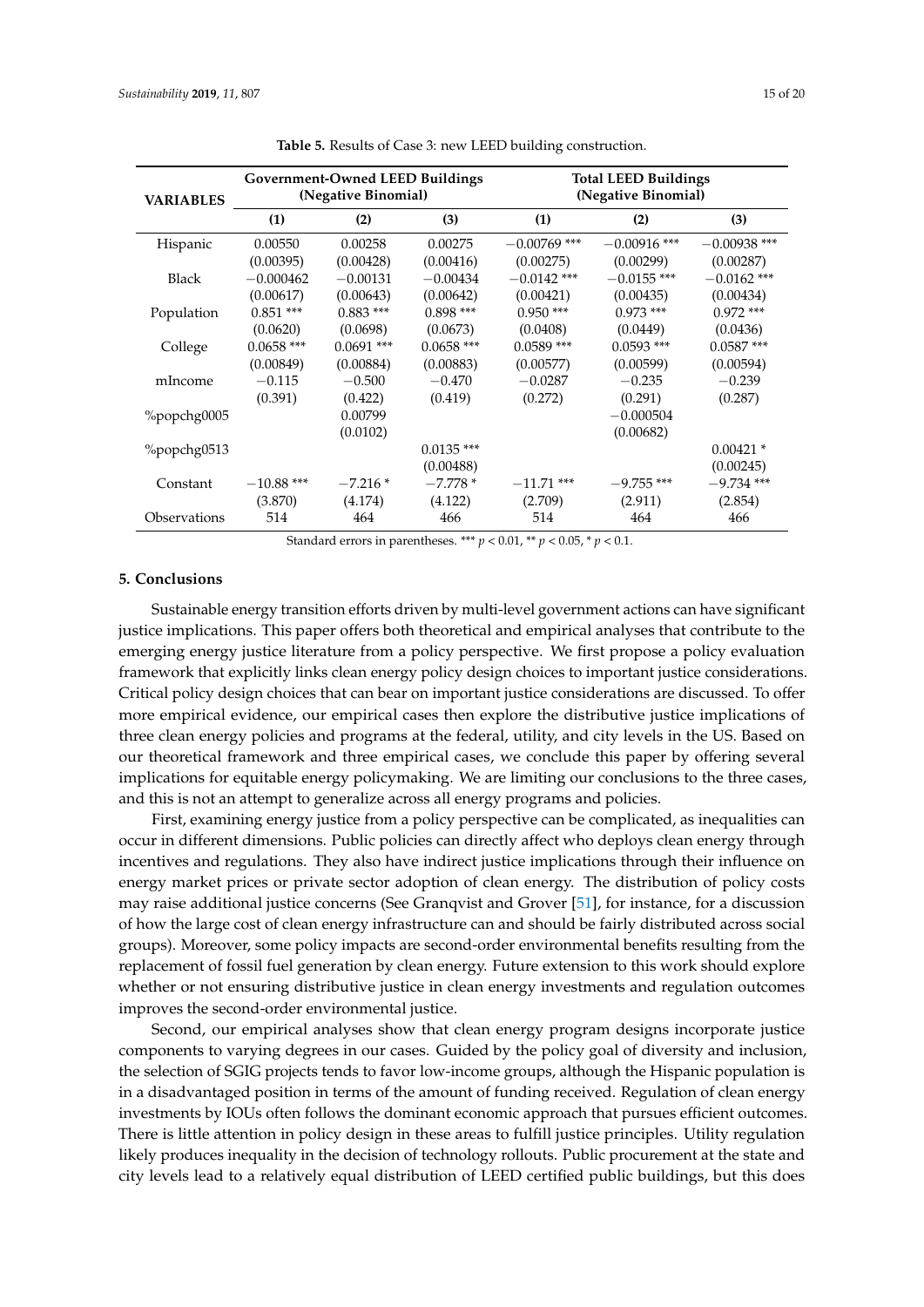**Table 5.** Results of Case 3: new LEED building construction.

| VARIABLES | Government-Owned LEED Buildings (Negative Binomial) | | | Total LEED Buildings (Negative Binomial) | | |
|---|---|---|---|---|---|---|
| | (1) | (2) | (3) | (1) | (2) | (3) |
| Hispanic | 0.00550 | 0.00258 | 0.00275 | −0.00769 *** | −0.00916 *** | −0.00938 *** |
| | (0.00395) | (0.00428) | (0.00416) | (0.00275) | (0.00299) | (0.00287) |
| Black | −0.000462 | −0.00131 | −0.00434 | −0.0142 *** | −0.0155 *** | −0.0162 *** |
| | (0.00617) | (0.00643) | (0.00642) | (0.00421) | (0.00435) | (0.00434) |
| Population | 0.851 *** | 0.883 *** | 0.898 *** | 0.950 *** | 0.973 *** | 0.972 *** |
| | (0.0620) | (0.0698) | (0.0673) | (0.0408) | (0.0449) | (0.0436) |
| College | 0.0658 *** | 0.0691 *** | 0.0658 *** | 0.0589 *** | 0.0593 *** | 0.0587 *** |
| | (0.00849) | (0.00884) | (0.00883) | (0.00577) | (0.00599) | (0.00594) |
| mIncome | −0.115 | −0.500 | −0.470 | −0.0287 | −0.235 | −0.239 |
| | (0.391) | (0.422) | (0.419) | (0.272) | (0.291) | (0.287) |
| %popchg0005 | | 0.00799 | | | −0.000504 | |
| | | (0.0102) | | | (0.00682) | |
| %popchg0513 | | | 0.0135 *** | | | 0.00421 * |
| | | | (0.00488) | | | (0.00245) |
| Constant | −10.88 *** | −7.216 * | −7.778 * | −11.71 *** | −9.755 *** | −9.734 *** |
| | (3.870) | (4.174) | (4.122) | (2.709) | (2.911) | (2.854) |
| Observations | 514 | 464 | 466 | 514 | 464 | 466 |

Standard errors in parentheses. *** $p < 0.01$, ** $p < 0.05$, * $p < 0.1$.

## 5. Conclusions

Sustainable energy transition efforts driven by multi-level government actions can have significant justice implications. This paper offers both theoretical and empirical analyses that contribute to the emerging energy justice literature from a policy perspective. We first propose a policy evaluation framework that explicitly links clean energy policy design choices to important justice considerations. Critical policy design choices that can bear on important justice considerations are discussed. To offer more empirical evidence, our empirical cases then explore the distributive justice implications of three clean energy policies and programs at the federal, utility, and city levels in the US. Based on our theoretical framework and three empirical cases, we conclude this paper by offering several implications for equitable energy policymaking. We are limiting our conclusions to the three cases, and this is not an attempt to generalize across all energy programs and policies.

First, examining energy justice from a policy perspective can be complicated, as inequalities can occur in different dimensions. Public policies can directly affect who deploys clean energy through incentives and regulations. They also have indirect justice implications through their influence on energy market prices or private sector adoption of clean energy. The distribution of policy costs may raise additional justice concerns (See Granqvist and Grover [51], for instance, for a discussion of how the large cost of clean energy infrastructure can and should be fairly distributed across social groups). Moreover, some policy impacts are second-order environmental benefits resulting from the replacement of fossil fuel generation by clean energy. Future extension to this work should explore whether or not ensuring distributive justice in clean energy investments and regulation outcomes improves the second-order environmental justice.

Second, our empirical analyses show that clean energy program designs incorporate justice components to varying degrees in our cases. Guided by the policy goal of diversity and inclusion, the selection of SGIG projects tends to favor low-income groups, although the Hispanic population is in a disadvantaged position in terms of the amount of funding received. Regulation of clean energy investments by IOUs often follows the dominant economic approach that pursues efficient outcomes. There is little attention in policy design in these areas to fulfill justice principles. Utility regulation likely produces inequality in the decision of technology rollouts. Public procurement at the state and city levels lead to a relatively equal distribution of LEED certified public buildings, but this does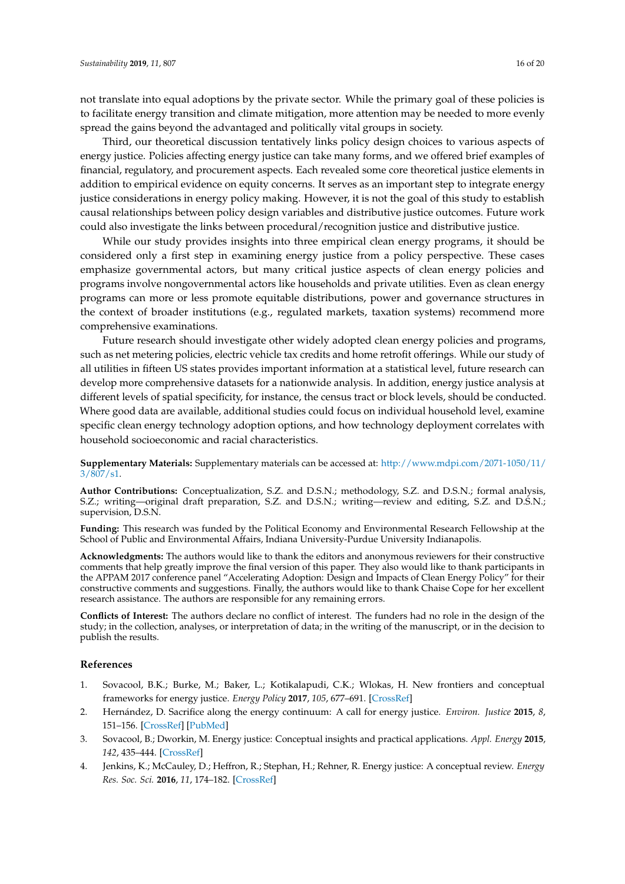not translate into equal adoptions by the private sector. While the primary goal of these policies is to facilitate energy transition and climate mitigation, more attention may be needed to more evenly spread the gains beyond the advantaged and politically vital groups in society.

Third, our theoretical discussion tentatively links policy design choices to various aspects of energy justice. Policies affecting energy justice can take many forms, and we offered brief examples of financial, regulatory, and procurement aspects. Each revealed some core theoretical justice elements in addition to empirical evidence on equity concerns. It serves as an important step to integrate energy justice considerations in energy policy making. However, it is not the goal of this study to establish causal relationships between policy design variables and distributive justice outcomes. Future work could also investigate the links between procedural/recognition justice and distributive justice.

While our study provides insights into three empirical clean energy programs, it should be considered only a first step in examining energy justice from a policy perspective. These cases emphasize governmental actors, but many critical justice aspects of clean energy policies and programs involve nongovernmental actors like households and private utilities. Even as clean energy programs can more or less promote equitable distributions, power and governance structures in the context of broader institutions (e.g., regulated markets, taxation systems) recommend more comprehensive examinations.

Future research should investigate other widely adopted clean energy policies and programs, such as net metering policies, electric vehicle tax credits and home retrofit offerings. While our study of all utilities in fifteen US states provides important information at a statistical level, future research can develop more comprehensive datasets for a nationwide analysis. In addition, energy justice analysis at different levels of spatial specificity, for instance, the census tract or block levels, should be conducted. Where good data are available, additional studies could focus on individual household level, examine specific clean energy technology adoption options, and how technology deployment correlates with household socioeconomic and racial characteristics.

**Supplementary Materials:** Supplementary materials can be accessed at: http://www.mdpi.com/2071-1050/11/3/807/s1.

**Author Contributions:** Conceptualization, S.Z. and D.S.N.; methodology, S.Z. and D.S.N.; formal analysis, S.Z.; writing—original draft preparation, S.Z. and D.S.N.; writing—review and editing, S.Z. and D.S.N.; supervision, D.S.N.

**Funding:** This research was funded by the Political Economy and Environmental Research Fellowship at the School of Public and Environmental Affairs, Indiana University-Purdue University Indianapolis.

**Acknowledgments:** The authors would like to thank the editors and anonymous reviewers for their constructive comments that help greatly improve the final version of this paper. They also would like to thank participants in the APPAM 2017 conference panel "Accelerating Adoption: Design and Impacts of Clean Energy Policy" for their constructive comments and suggestions. Finally, the authors would like to thank Chaise Cope for her excellent research assistance. The authors are responsible for any remaining errors.

**Conflicts of Interest:** The authors declare no conflict of interest. The funders had no role in the design of the study; in the collection, analyses, or interpretation of data; in the writing of the manuscript, or in the decision to publish the results.

## References

1. Sovacool, B.K.; Burke, M.; Baker, L.; Kotikalapudi, C.K.; Wlokas, H. New frontiers and conceptual frameworks for energy justice. *Energy Policy* **2017**, *105*, 677–691. [CrossRef]
2. Hernández, D. Sacrifice along the energy continuum: A call for energy justice. *Environ. Justice* **2015**, *8*, 151–156. [CrossRef] [PubMed]
3. Sovacool, B.; Dworkin, M. Energy justice: Conceptual insights and practical applications. *Appl. Energy* **2015**, *142*, 435–444. [CrossRef]
4. Jenkins, K.; McCauley, D.; Heffron, R.; Stephan, H.; Rehner, R. Energy justice: A conceptual review. *Energy Res. Soc. Sci.* **2016**, *11*, 174–182. [CrossRef]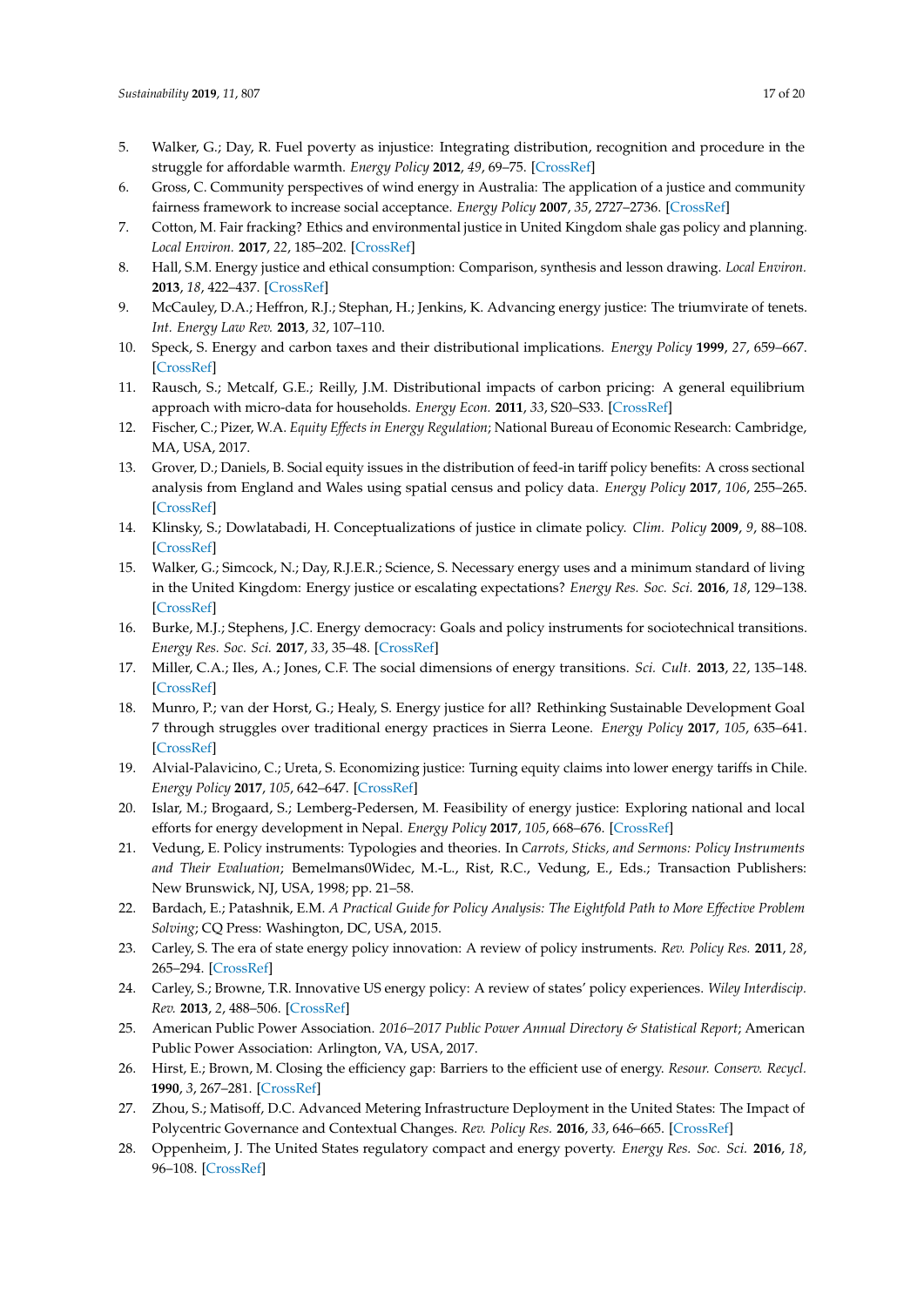5. Walker, G.; Day, R. Fuel poverty as injustice: Integrating distribution, recognition and procedure in the struggle for affordable warmth. *Energy Policy* **2012**, *49*, 69–75. [CrossRef]
6. Gross, C. Community perspectives of wind energy in Australia: The application of a justice and community fairness framework to increase social acceptance. *Energy Policy* **2007**, *35*, 2727–2736. [CrossRef]
7. Cotton, M. Fair fracking? Ethics and environmental justice in United Kingdom shale gas policy and planning. *Local Environ.* **2017**, *22*, 185–202. [CrossRef]
8. Hall, S.M. Energy justice and ethical consumption: Comparison, synthesis and lesson drawing. *Local Environ.* **2013**, *18*, 422–437. [CrossRef]
9. McCauley, D.A.; Heffron, R.J.; Stephan, H.; Jenkins, K. Advancing energy justice: The triumvirate of tenets. *Int. Energy Law Rev.* **2013**, *32*, 107–110.
10. Speck, S. Energy and carbon taxes and their distributional implications. *Energy Policy* **1999**, *27*, 659–667. [CrossRef]
11. Rausch, S.; Metcalf, G.E.; Reilly, J.M. Distributional impacts of carbon pricing: A general equilibrium approach with micro-data for households. *Energy Econ.* **2011**, *33*, S20–S33. [CrossRef]
12. Fischer, C.; Pizer, W.A. *Equity Effects in Energy Regulation*; National Bureau of Economic Research: Cambridge, MA, USA, 2017.
13. Grover, D.; Daniels, B. Social equity issues in the distribution of feed-in tariff policy benefits: A cross sectional analysis from England and Wales using spatial census and policy data. *Energy Policy* **2017**, *106*, 255–265. [CrossRef]
14. Klinsky, S.; Dowlatabadi, H. Conceptualizations of justice in climate policy. *Clim. Policy* **2009**, *9*, 88–108. [CrossRef]
15. Walker, G.; Simcock, N.; Day, R.J.E.R.; Science, S. Necessary energy uses and a minimum standard of living in the United Kingdom: Energy justice or escalating expectations? *Energy Res. Soc. Sci.* **2016**, *18*, 129–138. [CrossRef]
16. Burke, M.J.; Stephens, J.C. Energy democracy: Goals and policy instruments for sociotechnical transitions. *Energy Res. Soc. Sci.* **2017**, *33*, 35–48. [CrossRef]
17. Miller, C.A.; Iles, A.; Jones, C.F. The social dimensions of energy transitions. *Sci. Cult.* **2013**, *22*, 135–148. [CrossRef]
18. Munro, P.; van der Horst, G.; Healy, S. Energy justice for all? Rethinking Sustainable Development Goal 7 through struggles over traditional energy practices in Sierra Leone. *Energy Policy* **2017**, *105*, 635–641. [CrossRef]
19. Alvial-Palavicino, C.; Ureta, S. Economizing justice: Turning equity claims into lower energy tariffs in Chile. *Energy Policy* **2017**, *105*, 642–647. [CrossRef]
20. Islar, M.; Brogaard, S.; Lemberg-Pedersen, M. Feasibility of energy justice: Exploring national and local efforts for energy development in Nepal. *Energy Policy* **2017**, *105*, 668–676. [CrossRef]
21. Vedung, E. Policy instruments: Typologies and theories. In *Carrots, Sticks, and Sermons: Policy Instruments and Their Evaluation*; Bemelmans0Widec, M.-L., Rist, R.C., Vedung, E., Eds.; Transaction Publishers: New Brunswick, NJ, USA, 1998; pp. 21–58.
22. Bardach, E.; Patashnik, E.M. *A Practical Guide for Policy Analysis: The Eightfold Path to More Effective Problem Solving*; CQ Press: Washington, DC, USA, 2015.
23. Carley, S. The era of state energy policy innovation: A review of policy instruments. *Rev. Policy Res.* **2011**, *28*, 265–294. [CrossRef]
24. Carley, S.; Browne, T.R. Innovative US energy policy: A review of states' policy experiences. *Wiley Interdiscip. Rev.* **2013**, *2*, 488–506. [CrossRef]
25. American Public Power Association. *2016–2017 Public Power Annual Directory & Statistical Report*; American Public Power Association: Arlington, VA, USA, 2017.
26. Hirst, E.; Brown, M. Closing the efficiency gap: Barriers to the efficient use of energy. *Resour. Conserv. Recycl.* **1990**, *3*, 267–281. [CrossRef]
27. Zhou, S.; Matisoff, D.C. Advanced Metering Infrastructure Deployment in the United States: The Impact of Polycentric Governance and Contextual Changes. *Rev. Policy Res.* **2016**, *33*, 646–665. [CrossRef]
28. Oppenheim, J. The United States regulatory compact and energy poverty. *Energy Res. Soc. Sci.* **2016**, *18*, 96–108. [CrossRef]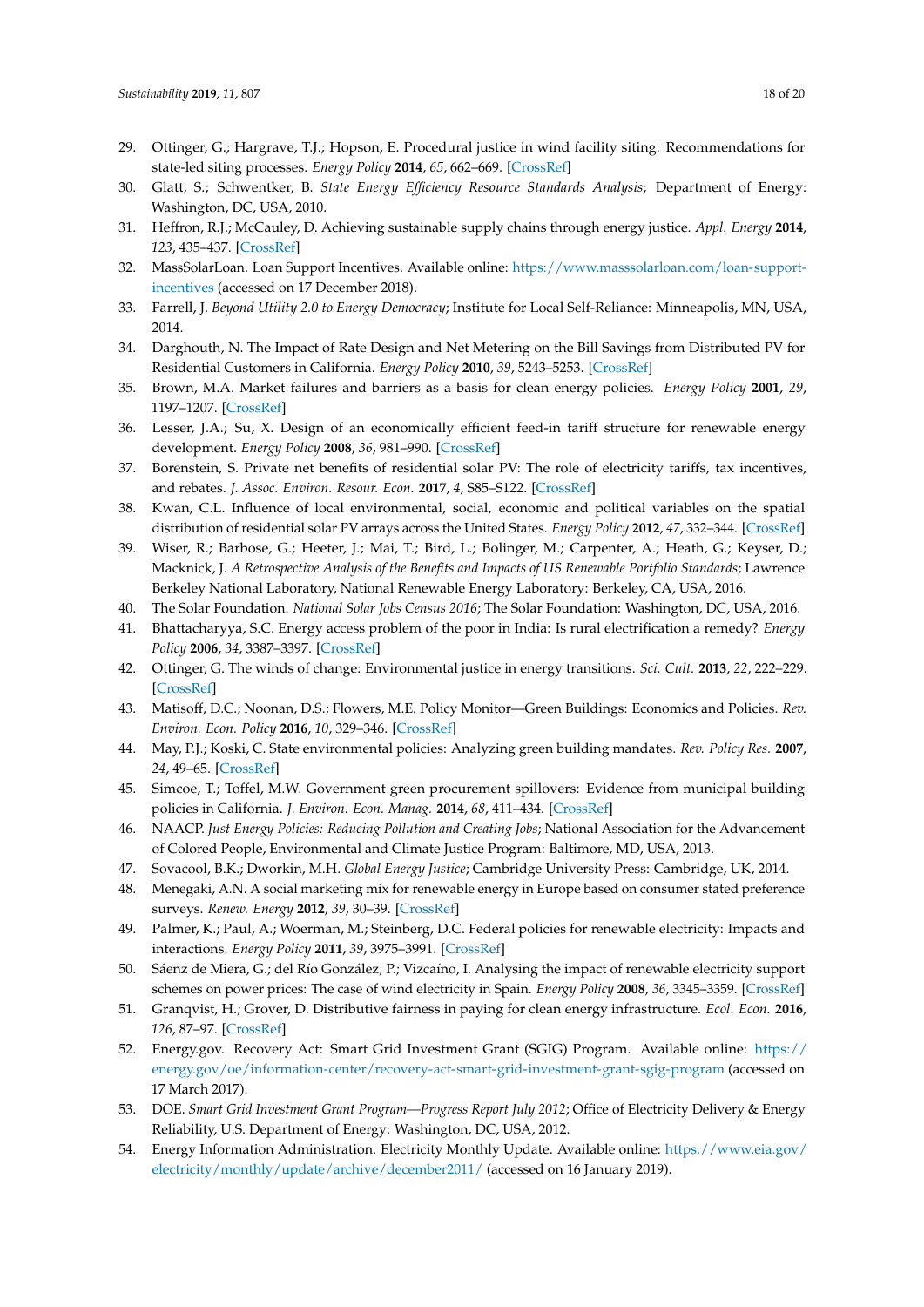29. Ottinger, G.; Hargrave, T.J.; Hopson, E. Procedural justice in wind facility siting: Recommendations for state-led siting processes. *Energy Policy* **2014**, *65*, 662–669. [CrossRef]
30. Glatt, S.; Schwentker, B. *State Energy Efficiency Resource Standards Analysis*; Department of Energy: Washington, DC, USA, 2010.
31. Heffron, R.J.; McCauley, D. Achieving sustainable supply chains through energy justice. *Appl. Energy* **2014**, *123*, 435–437. [CrossRef]
32. MassSolarLoan. Loan Support Incentives. Available online: https://www.masssolarloan.com/loan-support-incentives (accessed on 17 December 2018).
33. Farrell, J. *Beyond Utility 2.0 to Energy Democracy*; Institute for Local Self-Reliance: Minneapolis, MN, USA, 2014.
34. Darghouth, N. The Impact of Rate Design and Net Metering on the Bill Savings from Distributed PV for Residential Customers in California. *Energy Policy* **2010**, *39*, 5243–5253. [CrossRef]
35. Brown, M.A. Market failures and barriers as a basis for clean energy policies. *Energy Policy* **2001**, *29*, 1197–1207. [CrossRef]
36. Lesser, J.A.; Su, X. Design of an economically efficient feed-in tariff structure for renewable energy development. *Energy Policy* **2008**, *36*, 981–990. [CrossRef]
37. Borenstein, S. Private net benefits of residential solar PV: The role of electricity tariffs, tax incentives, and rebates. *J. Assoc. Environ. Resour. Econ.* **2017**, *4*, S85–S122. [CrossRef]
38. Kwan, C.L. Influence of local environmental, social, economic and political variables on the spatial distribution of residential solar PV arrays across the United States. *Energy Policy* **2012**, *47*, 332–344. [CrossRef]
39. Wiser, R.; Barbose, G.; Heeter, J.; Mai, T.; Bird, L.; Bolinger, M.; Carpenter, A.; Heath, G.; Keyser, D.; Macknick, J. *A Retrospective Analysis of the Benefits and Impacts of US Renewable Portfolio Standards*; Lawrence Berkeley National Laboratory, National Renewable Energy Laboratory: Berkeley, CA, USA, 2016.
40. The Solar Foundation. *National Solar Jobs Census 2016*; The Solar Foundation: Washington, DC, USA, 2016.
41. Bhattacharyya, S.C. Energy access problem of the poor in India: Is rural electrification a remedy? *Energy Policy* **2006**, *34*, 3387–3397. [CrossRef]
42. Ottinger, G. The winds of change: Environmental justice in energy transitions. *Sci. Cult.* **2013**, *22*, 222–229. [CrossRef]
43. Matisoff, D.C.; Noonan, D.S.; Flowers, M.E. Policy Monitor—Green Buildings: Economics and Policies. *Rev. Environ. Econ. Policy* **2016**, *10*, 329–346. [CrossRef]
44. May, P.J.; Koski, C. State environmental policies: Analyzing green building mandates. *Rev. Policy Res.* **2007**, *24*, 49–65. [CrossRef]
45. Simcoe, T.; Toffel, M.W. Government green procurement spillovers: Evidence from municipal building policies in California. *J. Environ. Econ. Manag.* **2014**, *68*, 411–434. [CrossRef]
46. NAACP. *Just Energy Policies: Reducing Pollution and Creating Jobs*; National Association for the Advancement of Colored People, Environmental and Climate Justice Program: Baltimore, MD, USA, 2013.
47. Sovacool, B.K.; Dworkin, M.H. *Global Energy Justice*; Cambridge University Press: Cambridge, UK, 2014.
48. Menegaki, A.N. A social marketing mix for renewable energy in Europe based on consumer stated preference surveys. *Renew. Energy* **2012**, *39*, 30–39. [CrossRef]
49. Palmer, K.; Paul, A.; Woerman, M.; Steinberg, D.C. Federal policies for renewable electricity: Impacts and interactions. *Energy Policy* **2011**, *39*, 3975–3991. [CrossRef]
50. Sáenz de Miera, G.; del Río González, P.; Vizcaíno, I. Analysing the impact of renewable electricity support schemes on power prices: The case of wind electricity in Spain. *Energy Policy* **2008**, *36*, 3345–3359. [CrossRef]
51. Granqvist, H.; Grover, D. Distributive fairness in paying for clean energy infrastructure. *Ecol. Econ.* **2016**, *126*, 87–97. [CrossRef]
52. Energy.gov. Recovery Act: Smart Grid Investment Grant (SGIG) Program. Available online: https://energy.gov/oe/information-center/recovery-act-smart-grid-investment-grant-sgig-program (accessed on 17 March 2017).
53. DOE. *Smart Grid Investment Grant Program—Progress Report July 2012*; Office of Electricity Delivery & Energy Reliability, U.S. Department of Energy: Washington, DC, USA, 2012.
54. Energy Information Administration. Electricity Monthly Update. Available online: https://www.eia.gov/electricity/monthly/update/archive/december2011/ (accessed on 16 January 2019).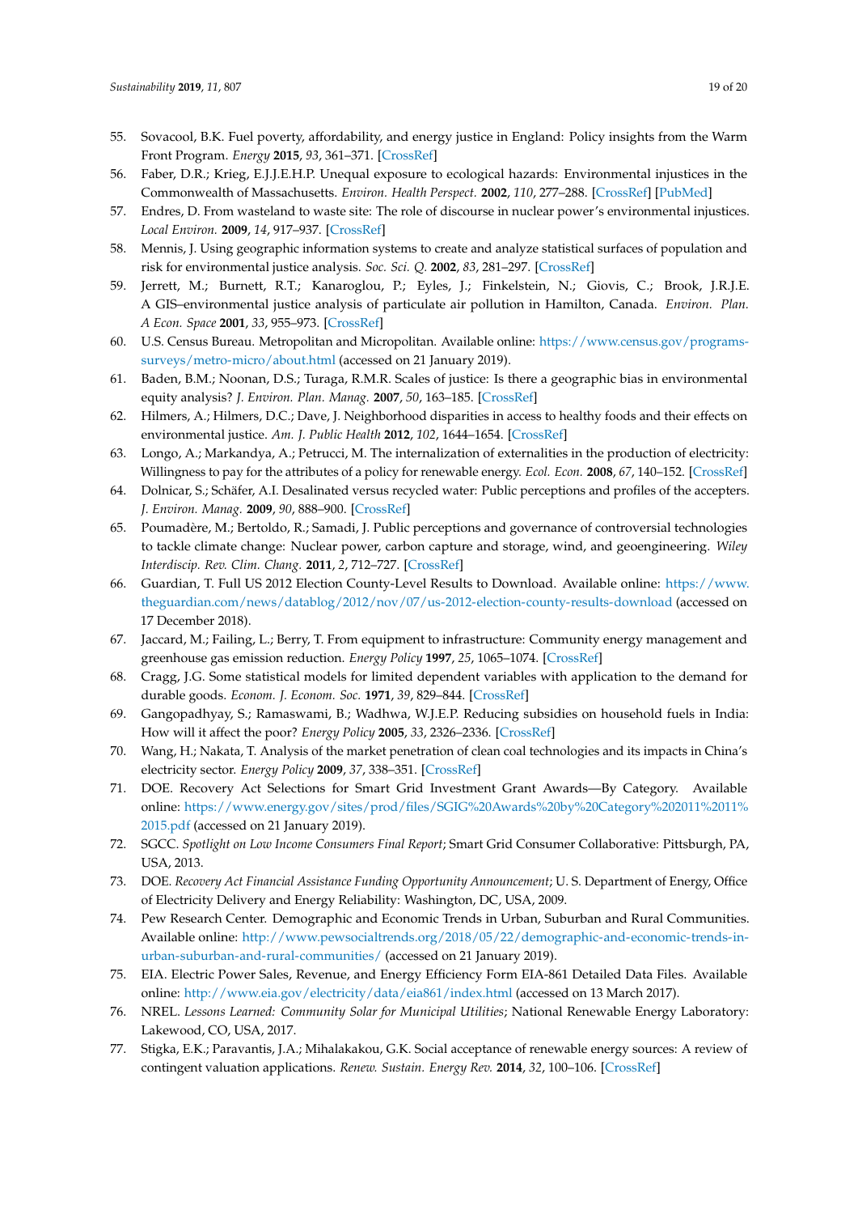55. Sovacool, B.K. Fuel poverty, affordability, and energy justice in England: Policy insights from the Warm Front Program. *Energy* **2015**, *93*, 361–371. [CrossRef]
56. Faber, D.R.; Krieg, E.J.J.E.H.P. Unequal exposure to ecological hazards: Environmental injustices in the Commonwealth of Massachusetts. *Environ. Health Perspect.* **2002**, *110*, 277–288. [CrossRef] [PubMed]
57. Endres, D. From wasteland to waste site: The role of discourse in nuclear power's environmental injustices. *Local Environ.* **2009**, *14*, 917–937. [CrossRef]
58. Mennis, J. Using geographic information systems to create and analyze statistical surfaces of population and risk for environmental justice analysis. *Soc. Sci. Q.* **2002**, *83*, 281–297. [CrossRef]
59. Jerrett, M.; Burnett, R.T.; Kanaroglou, P.; Eyles, J.; Finkelstein, N.; Giovis, C.; Brook, J.R.J.E. A GIS–environmental justice analysis of particulate air pollution in Hamilton, Canada. *Environ. Plan. A Econ. Space* **2001**, *33*, 955–973. [CrossRef]
60. U.S. Census Bureau. Metropolitan and Micropolitan. Available online: https://www.census.gov/programs-surveys/metro-micro/about.html (accessed on 21 January 2019).
61. Baden, B.M.; Noonan, D.S.; Turaga, R.M.R. Scales of justice: Is there a geographic bias in environmental equity analysis? *J. Environ. Plan. Manag.* **2007**, *50*, 163–185. [CrossRef]
62. Hilmers, A.; Hilmers, D.C.; Dave, J. Neighborhood disparities in access to healthy foods and their effects on environmental justice. *Am. J. Public Health* **2012**, *102*, 1644–1654. [CrossRef]
63. Longo, A.; Markandya, A.; Petrucci, M. The internalization of externalities in the production of electricity: Willingness to pay for the attributes of a policy for renewable energy. *Ecol. Econ.* **2008**, *67*, 140–152. [CrossRef]
64. Dolnicar, S.; Schäfer, A.I. Desalinated versus recycled water: Public perceptions and profiles of the accepters. *J. Environ. Manag.* **2009**, *90*, 888–900. [CrossRef]
65. Poumadère, M.; Bertoldo, R.; Samadi, J. Public perceptions and governance of controversial technologies to tackle climate change: Nuclear power, carbon capture and storage, wind, and geoengineering. *Wiley Interdiscip. Rev. Clim. Chang.* **2011**, *2*, 712–727. [CrossRef]
66. Guardian, T. Full US 2012 Election County-Level Results to Download. Available online: https://www.theguardian.com/news/datablog/2012/nov/07/us-2012-election-county-results-download (accessed on 17 December 2018).
67. Jaccard, M.; Failing, L.; Berry, T. From equipment to infrastructure: Community energy management and greenhouse gas emission reduction. *Energy Policy* **1997**, *25*, 1065–1074. [CrossRef]
68. Cragg, J.G. Some statistical models for limited dependent variables with application to the demand for durable goods. *Econom. J. Econom. Soc.* **1971**, *39*, 829–844. [CrossRef]
69. Gangopadhyay, S.; Ramaswami, B.; Wadhwa, W.J.E.P. Reducing subsidies on household fuels in India: How will it affect the poor? *Energy Policy* **2005**, *33*, 2326–2336. [CrossRef]
70. Wang, H.; Nakata, T. Analysis of the market penetration of clean coal technologies and its impacts in China's electricity sector. *Energy Policy* **2009**, *37*, 338–351. [CrossRef]
71. DOE. Recovery Act Selections for Smart Grid Investment Grant Awards—By Category. Available online: https://www.energy.gov/sites/prod/files/SGIG%20Awards%20by%20Category%202011%2011%2015.pdf (accessed on 21 January 2019).
72. SGCC. *Spotlight on Low Income Consumers Final Report*; Smart Grid Consumer Collaborative: Pittsburgh, PA, USA, 2013.
73. DOE. *Recovery Act Financial Assistance Funding Opportunity Announcement*; U. S. Department of Energy, Office of Electricity Delivery and Energy Reliability: Washington, DC, USA, 2009.
74. Pew Research Center. Demographic and Economic Trends in Urban, Suburban and Rural Communities. Available online: http://www.pewsocialtrends.org/2018/05/22/demographic-and-economic-trends-in-urban-suburban-and-rural-communities/ (accessed on 21 January 2019).
75. EIA. Electric Power Sales, Revenue, and Energy Efficiency Form EIA-861 Detailed Data Files. Available online: http://www.eia.gov/electricity/data/eia861/index.html (accessed on 13 March 2017).
76. NREL. *Lessons Learned: Community Solar for Municipal Utilities*; National Renewable Energy Laboratory: Lakewood, CO, USA, 2017.
77. Stigka, E.K.; Paravantis, J.A.; Mihalakakou, G.K. Social acceptance of renewable energy sources: A review of contingent valuation applications. *Renew. Sustain. Energy Rev.* **2014**, *32*, 100–106. [CrossRef]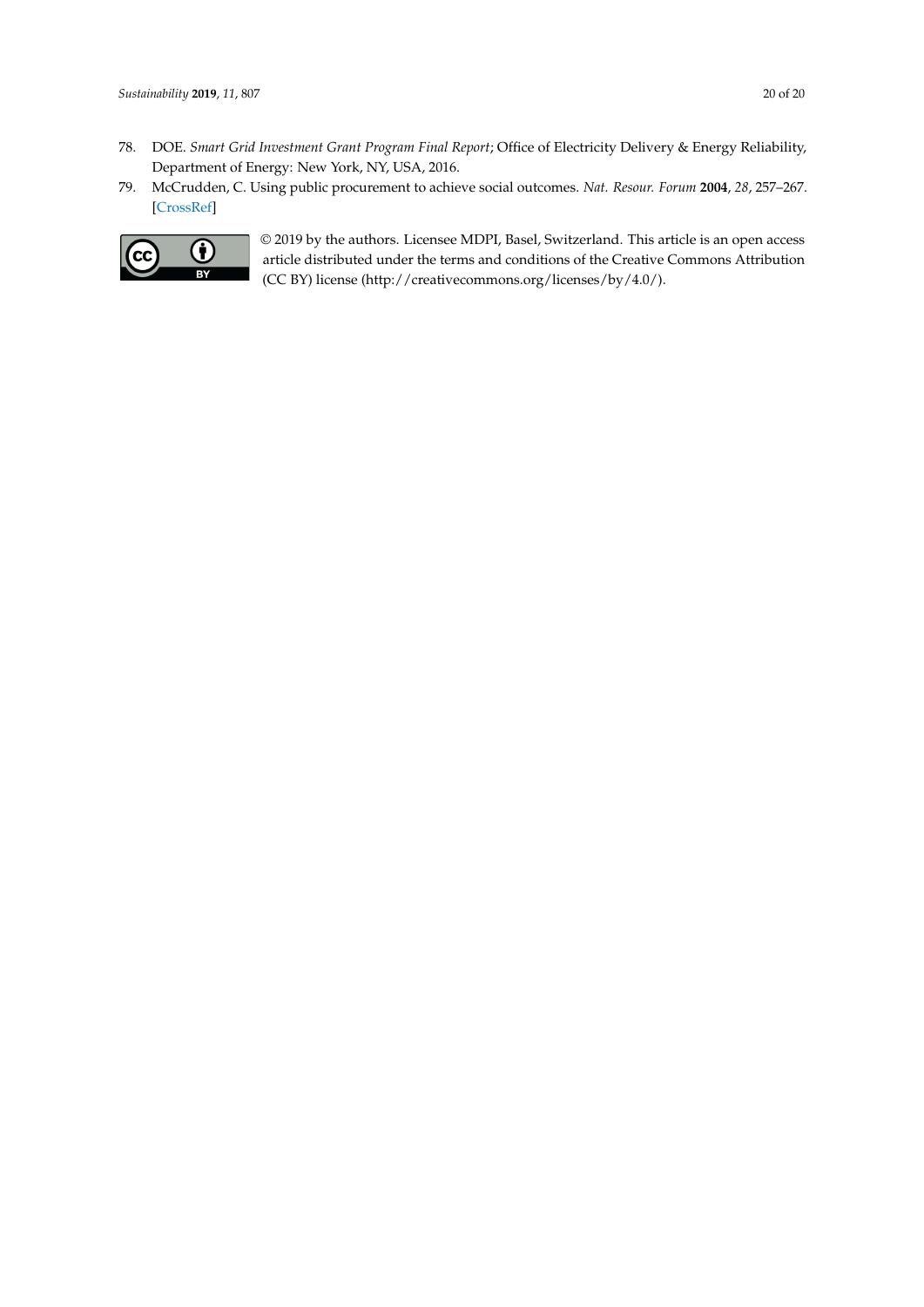78. DOE. *Smart Grid Investment Grant Program Final Report*; Office of Electricity Delivery & Energy Reliability, Department of Energy: New York, NY, USA, 2016.
79. McCrudden, C. Using public procurement to achieve social outcomes. *Nat. Resour. Forum* **2004**, *28*, 257–267. [CrossRef]

© 2019 by the authors. Licensee MDPI, Basel, Switzerland. This article is an open access article distributed under the terms and conditions of the Creative Commons Attribution (CC BY) license (http://creativecommons.org/licenses/by/4.0/).